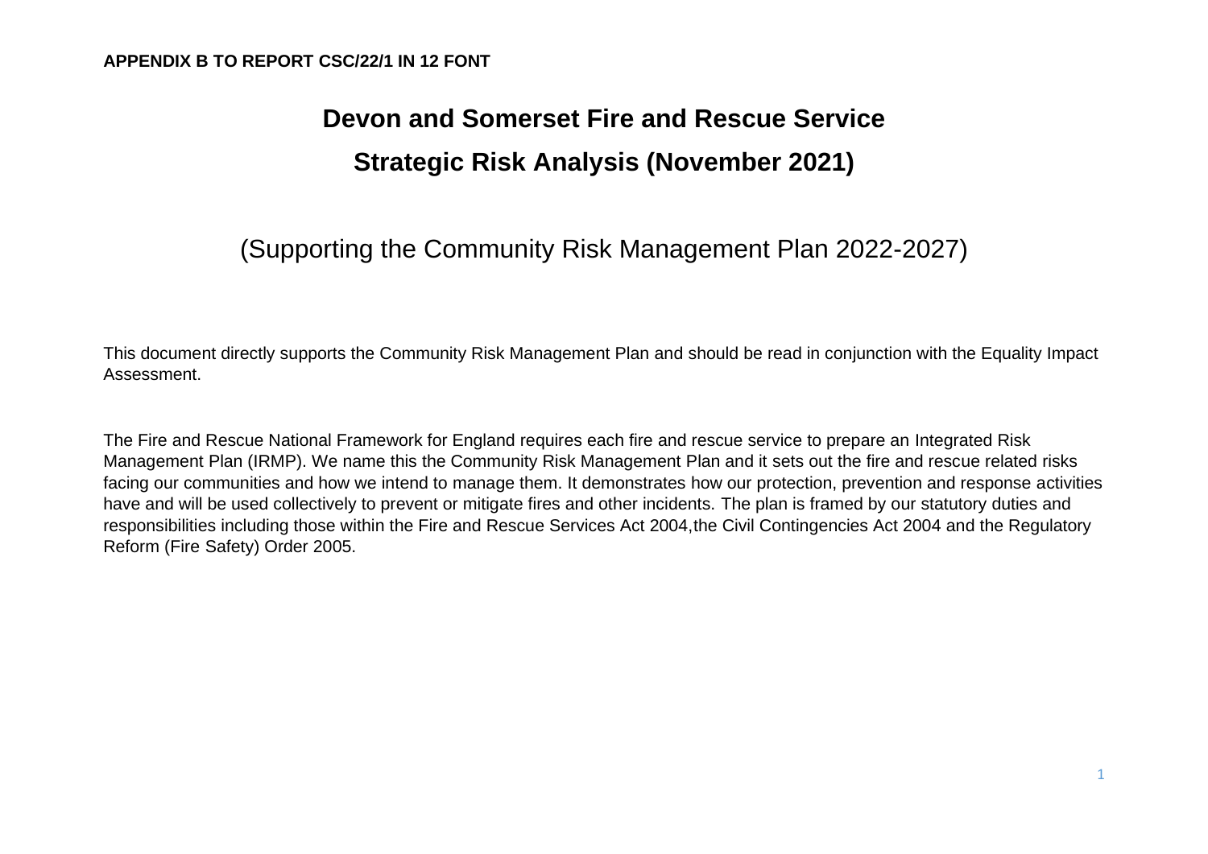**APPENDIX B TO REPORT CSC/22/1 IN 12 FONT**

# Devon and Somerset Fire and Rescue Service

# Strategic Risk Analysis (November 2021)

## (Supporting the Community Risk Management Plan 2022-2027)

This document directly supports the Community Risk Management Plan and should be read in conjunction with the Equality Impact Assessment.

The Fire and Rescue National Framework for England requires each fire and rescue service to prepare an Integrated Risk Management Plan (IRMP). We name this the Community Risk Management Plan and it sets out the fire and rescue related risks facing our communities and how we intend to manage them. It demonstrates how our protection, prevention and response activities have and will be used collectively to prevent or mitigate fires and other incidents. The plan is framed by our statutory duties and responsibilities including those within the Fire and Rescue Services Act 2004,the Civil Contingencies Act 2004 and the Regulatory Reform (Fire Safety) Order 2005.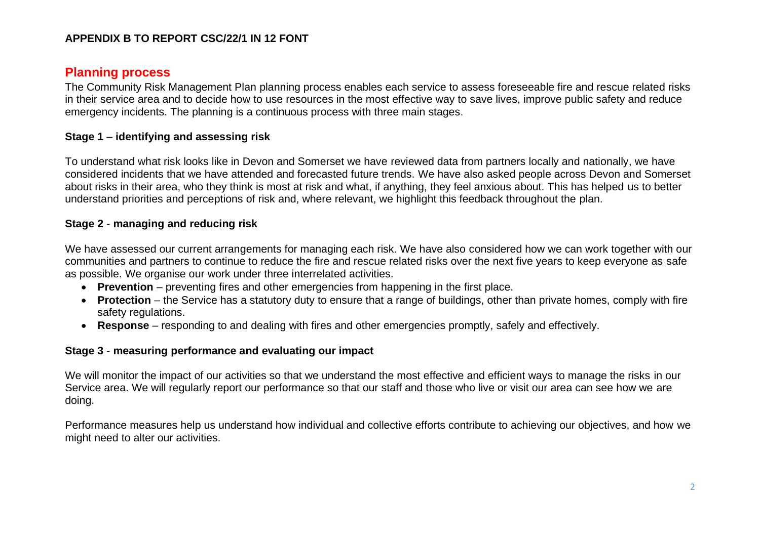**APPENDIX B TO REPORT CSC/22/1 IN 12 FONT**

## Planning process

The Community Risk Management Plan planning process enables each service to assess foreseeable fire and rescue related risks in their service area and to decide how to use resources in the most effective way to save lives, improve public safety and reduce emergency incidents. The planning is a continuous process with three main stages.

### Stage 1 – identifying and assessing risk

To understand what risk looks like in Devon and Somerset we have reviewed data from partners locally and nationally, we have considered incidents that we have attended and forecasted future trends. We have also asked people across Devon and Somerset about risks in their area, who they think is most at risk and what, if anything, they feel anxious about. This has helped us to better understand priorities and perceptions of risk and, where relevant, we highlight this feedback throughout the plan.

### Stage 2 - managing and reducing risk

We have assessed our current arrangements for managing each risk. We have also considered how we can work together with our communities and partners to continue to reduce the fire and rescue related risks over the next five years to keep everyone as safe as possible. We organise our work under three interrelated activities.

- **Prevention** – preventing fires and other emergencies from happening in the first place.
- **Protection** – the Service has a statutory duty to ensure that a range of buildings, other than private homes, comply with fire safety regulations.
- **Response** – responding to and dealing with fires and other emergencies promptly, safely and effectively.

### Stage 3 - measuring performance and evaluating our impact

We will monitor the impact of our activities so that we understand the most effective and efficient ways to manage the risks in our Service area. We will regularly report our performance so that our staff and those who live or visit our area can see how we are doing.

Performance measures help us understand how individual and collective efforts contribute to achieving our objectives, and how we might need to alter our activities.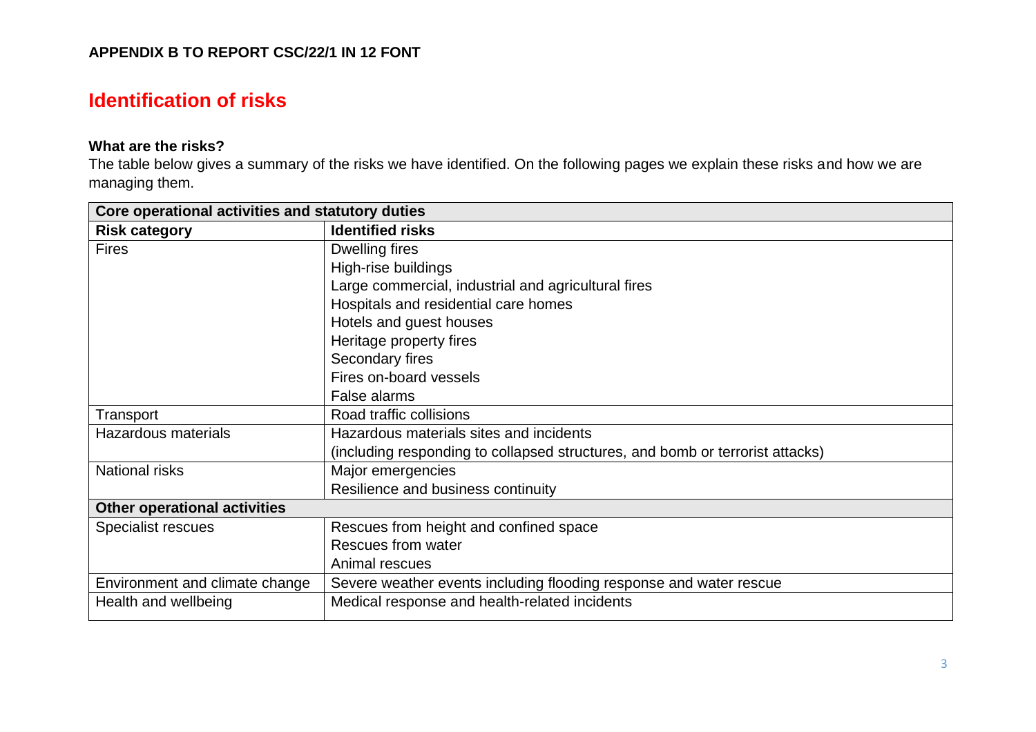**APPENDIX B TO REPORT CSC/22/1 IN 12 FONT**

# Identification of risks

**What are the risks?**

The table below gives a summary of the risks we have identified. On the following pages we explain these risks and how we are managing them.

| **Core operational activities and statutory duties** | |
|---|---|
| **Risk category** | **Identified risks** |
| Fires | Dwelling fires<br>High-rise buildings<br>Large commercial, industrial and agricultural fires<br>Hospitals and residential care homes<br>Hotels and guest houses<br>Heritage property fires<br>Secondary fires<br>Fires on-board vessels<br>False alarms |
| Transport | Road traffic collisions |
| Hazardous materials | Hazardous materials sites and incidents<br>(including responding to collapsed structures, and bomb or terrorist attacks) |
| National risks | Major emergencies<br>Resilience and business continuity |
| **Other operational activities** | |
| Specialist rescues | Rescues from height and confined space<br>Rescues from water<br>Animal rescues |
| Environment and climate change | Severe weather events including flooding response and water rescue |
| Health and wellbeing | Medical response and health-related incidents |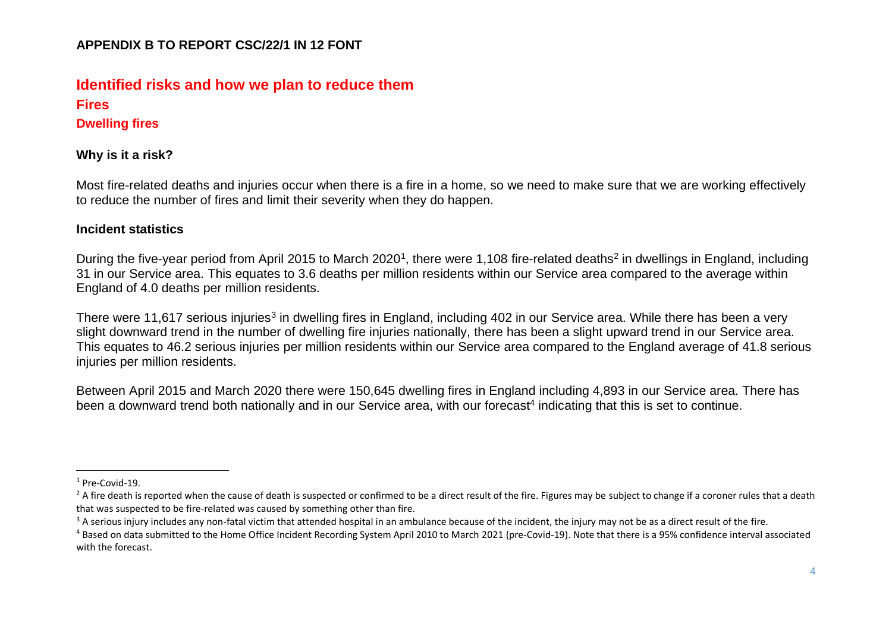**APPENDIX B TO REPORT CSC/22/1 IN 12 FONT**

# Identified risks and how we plan to reduce them

## Fires

### Dwelling fires

**Why is it a risk?**

Most fire-related deaths and injuries occur when there is a fire in a home, so we need to make sure that we are working effectively to reduce the number of fires and limit their severity when they do happen.

**Incident statistics**

During the five-year period from April 2015 to March 2020[1], there were 1,108 fire-related deaths[2] in dwellings in England, including 31 in our Service area. This equates to 3.6 deaths per million residents within our Service area compared to the average within England of 4.0 deaths per million residents.

There were 11,617 serious injuries[3] in dwelling fires in England, including 402 in our Service area. While there has been a very slight downward trend in the number of dwelling fire injuries nationally, there has been a slight upward trend in our Service area. This equates to 46.2 serious injuries per million residents within our Service area compared to the England average of 41.8 serious injuries per million residents.

Between April 2015 and March 2020 there were 150,645 dwelling fires in England including 4,893 in our Service area. There has been a downward trend both nationally and in our Service area, with our forecast[4] indicating that this is set to continue.

---

[1] Pre-Covid-19.

[2] A fire death is reported when the cause of death is suspected or confirmed to be a direct result of the fire. Figures may be subject to change if a coroner rules that a death that was suspected to be fire-related was caused by something other than fire.

[3] A serious injury includes any non-fatal victim that attended hospital in an ambulance because of the incident, the injury may not be as a direct result of the fire.

[4] Based on data submitted to the Home Office Incident Recording System April 2010 to March 2021 (pre-Covid-19). Note that there is a 95% confidence interval associated with the forecast.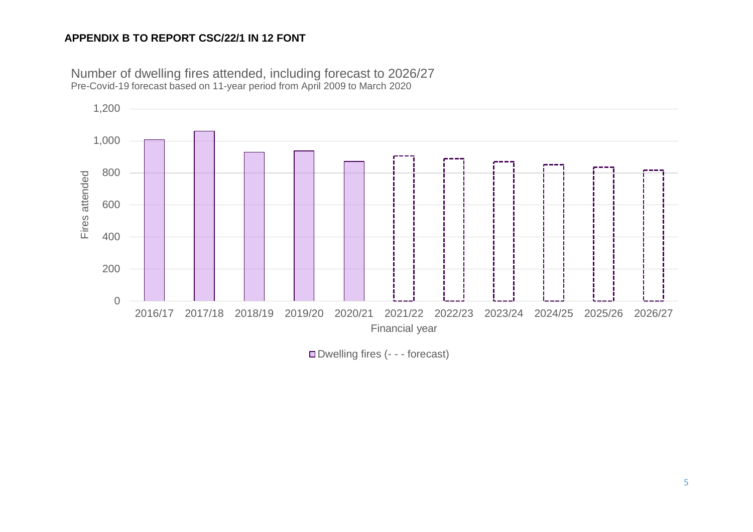**APPENDIX B TO REPORT CSC/22/1 IN 12 FONT**

Number of dwelling fires attended, including forecast to 2026/27

Pre-Covid-19 forecast based on 11-year period from April 2009 to March 2020

Fires attended: 1,200; 1,000; 800; 600; 400; 200; 0

2016/17 2017/18 2018/19 2019/20 2020/21 2021/22 2022/23 2023/24 2024/25 2025/26 2026/27

Financial year

Dwelling fires (- - - forecast)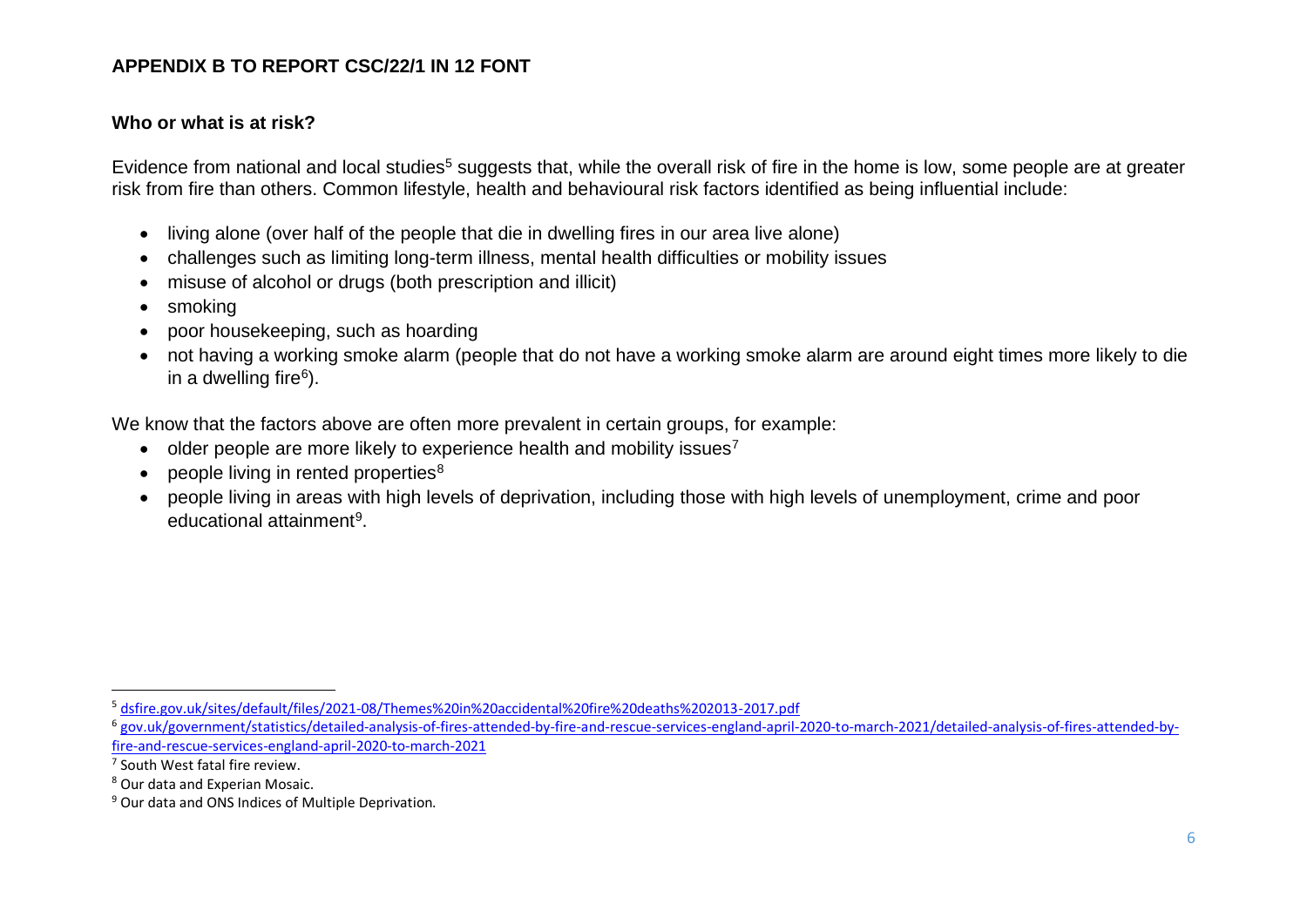**APPENDIX B TO REPORT CSC/22/1 IN 12 FONT**

**Who or what is at risk?**

Evidence from national and local studies[5] suggests that, while the overall risk of fire in the home is low, some people are at greater risk from fire than others. Common lifestyle, health and behavioural risk factors identified as being influential include:

- living alone (over half of the people that die in dwelling fires in our area live alone)
- challenges such as limiting long-term illness, mental health difficulties or mobility issues
- misuse of alcohol or drugs (both prescription and illicit)
- smoking
- poor housekeeping, such as hoarding
- not having a working smoke alarm (people that do not have a working smoke alarm are around eight times more likely to die in a dwelling fire[6]).

We know that the factors above are often more prevalent in certain groups, for example:

- older people are more likely to experience health and mobility issues[7]
- people living in rented properties[8]
- people living in areas with high levels of deprivation, including those with high levels of unemployment, crime and poor educational attainment[9].

---

[5] dsfire.gov.uk/sites/default/files/2021-08/Themes%20in%20accidental%20fire%20deaths%202013-2017.pdf

[6] gov.uk/government/statistics/detailed-analysis-of-fires-attended-by-fire-and-rescue-services-england-april-2020-to-march-2021/detailed-analysis-of-fires-attended-by-fire-and-rescue-services-england-april-2020-to-march-2021

[7] South West fatal fire review.

[8] Our data and Experian Mosaic.

[9] Our data and ONS Indices of Multiple Deprivation.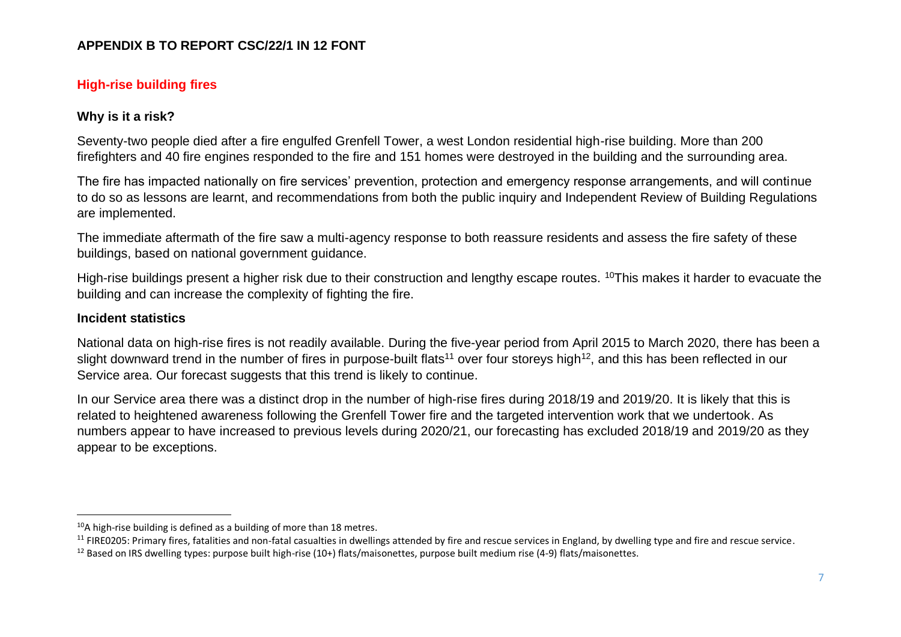**APPENDIX B TO REPORT CSC/22/1 IN 12 FONT**

## High-rise building fires

### Why is it a risk?

Seventy-two people died after a fire engulfed Grenfell Tower, a west London residential high-rise building. More than 200 firefighters and 40 fire engines responded to the fire and 151 homes were destroyed in the building and the surrounding area.

The fire has impacted nationally on fire services' prevention, protection and emergency response arrangements, and will continue to do so as lessons are learnt, and recommendations from both the public inquiry and Independent Review of Building Regulations are implemented.

The immediate aftermath of the fire saw a multi-agency response to both reassure residents and assess the fire safety of these buildings, based on national government guidance.

High-rise buildings present a higher risk due to their construction and lengthy escape routes. [10]This makes it harder to evacuate the building and can increase the complexity of fighting the fire.

### Incident statistics

National data on high-rise fires is not readily available. During the five-year period from April 2015 to March 2020, there has been a slight downward trend in the number of fires in purpose-built flats[11] over four storeys high[12], and this has been reflected in our Service area. Our forecast suggests that this trend is likely to continue.

In our Service area there was a distinct drop in the number of high-rise fires during 2018/19 and 2019/20. It is likely that this is related to heightened awareness following the Grenfell Tower fire and the targeted intervention work that we undertook. As numbers appear to have increased to previous levels during 2020/21, our forecasting has excluded 2018/19 and 2019/20 as they appear to be exceptions.

---

[10] A high-rise building is defined as a building of more than 18 metres.

[11] FIRE0205: Primary fires, fatalities and non-fatal casualties in dwellings attended by fire and rescue services in England, by dwelling type and fire and rescue service.

[12] Based on IRS dwelling types: purpose built high-rise (10+) flats/maisonettes, purpose built medium rise (4-9) flats/maisonettes.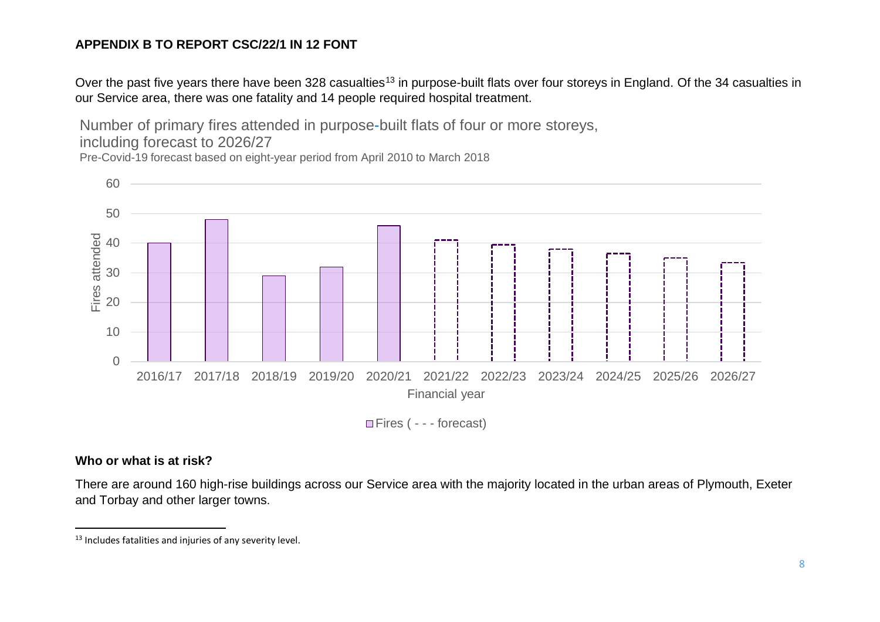**APPENDIX B TO REPORT CSC/22/1 IN 12 FONT**

Over the past five years there have been 328 casualties[13] in purpose-built flats over four storeys in England. Of the 34 casualties in our Service area, there was one fatality and 14 people required hospital treatment.

Number of primary fires attended in purpose-built flats of four or more storeys, including forecast to 2026/27

Pre-Covid-19 forecast based on eight-year period from April 2010 to March 2018

| Financial year | Fires attended |
|---|---|
| 2016/17 | 40 |
| 2017/18 | 48 |
| 2018/19 | 29 |
| 2019/20 | 32 |
| 2020/21 | 46 |
| 2021/22 (forecast) | 41 |
| 2022/23 (forecast) | 39.5 |
| 2023/24 (forecast) | 38 |
| 2024/25 (forecast) | 36.5 |
| 2025/26 (forecast) | 35 |
| 2026/27 (forecast) | 33.5 |

Fires ( - - - forecast)

**Who or what is at risk?**

There are around 160 high-rise buildings across our Service area with the majority located in the urban areas of Plymouth, Exeter and Torbay and other larger towns.

[13] Includes fatalities and injuries of any severity level.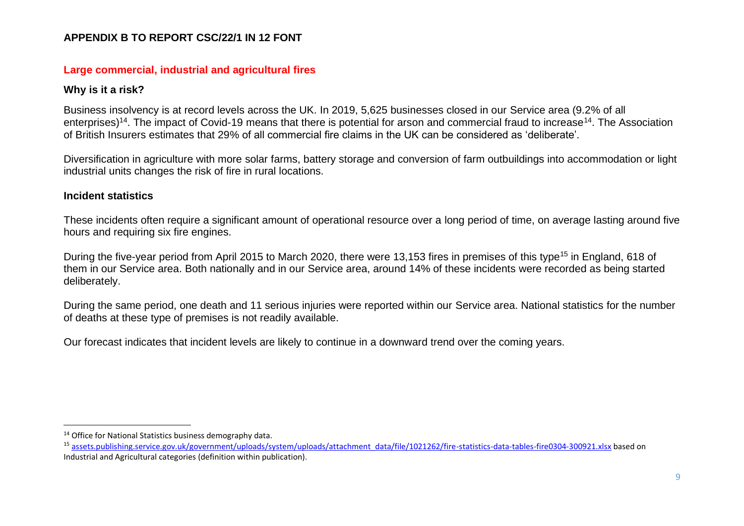**APPENDIX B TO REPORT CSC/22/1 IN 12 FONT**

## Large commercial, industrial and agricultural fires

### Why is it a risk?

Business insolvency is at record levels across the UK. In 2019, 5,625 businesses closed in our Service area (9.2% of all enterprises)[14]. The impact of Covid-19 means that there is potential for arson and commercial fraud to increase[14]. The Association of British Insurers estimates that 29% of all commercial fire claims in the UK can be considered as 'deliberate'.

Diversification in agriculture with more solar farms, battery storage and conversion of farm outbuildings into accommodation or light industrial units changes the risk of fire in rural locations.

### Incident statistics

These incidents often require a significant amount of operational resource over a long period of time, on average lasting around five hours and requiring six fire engines.

During the five-year period from April 2015 to March 2020, there were 13,153 fires in premises of this type[15] in England, 618 of them in our Service area. Both nationally and in our Service area, around 14% of these incidents were recorded as being started deliberately.

During the same period, one death and 11 serious injuries were reported within our Service area. National statistics for the number of deaths at these type of premises is not readily available.

Our forecast indicates that incident levels are likely to continue in a downward trend over the coming years.

---

[14] Office for National Statistics business demography data.

[15] assets.publishing.service.gov.uk/government/uploads/system/uploads/attachment_data/file/1021262/fire-statistics-data-tables-fire0304-300921.xlsx based on Industrial and Agricultural categories (definition within publication).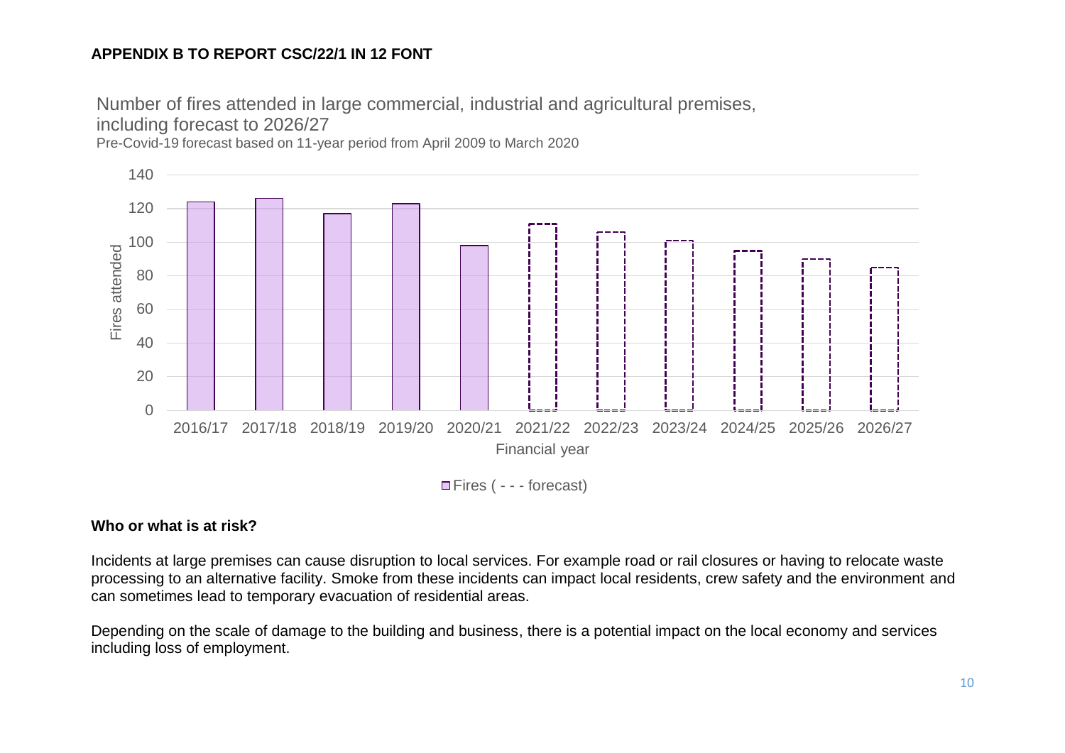**APPENDIX B TO REPORT CSC/22/1 IN 12 FONT**

Number of fires attended in large commercial, industrial and agricultural premises, including forecast to 2026/27

Pre-Covid-19 forecast based on 11-year period from April 2009 to March 2020

**Who or what is at risk?**

Incidents at large premises can cause disruption to local services. For example road or rail closures or having to relocate waste processing to an alternative facility. Smoke from these incidents can impact local residents, crew safety and the environment and can sometimes lead to temporary evacuation of residential areas.

Depending on the scale of damage to the building and business, there is a potential impact on the local economy and services including loss of employment.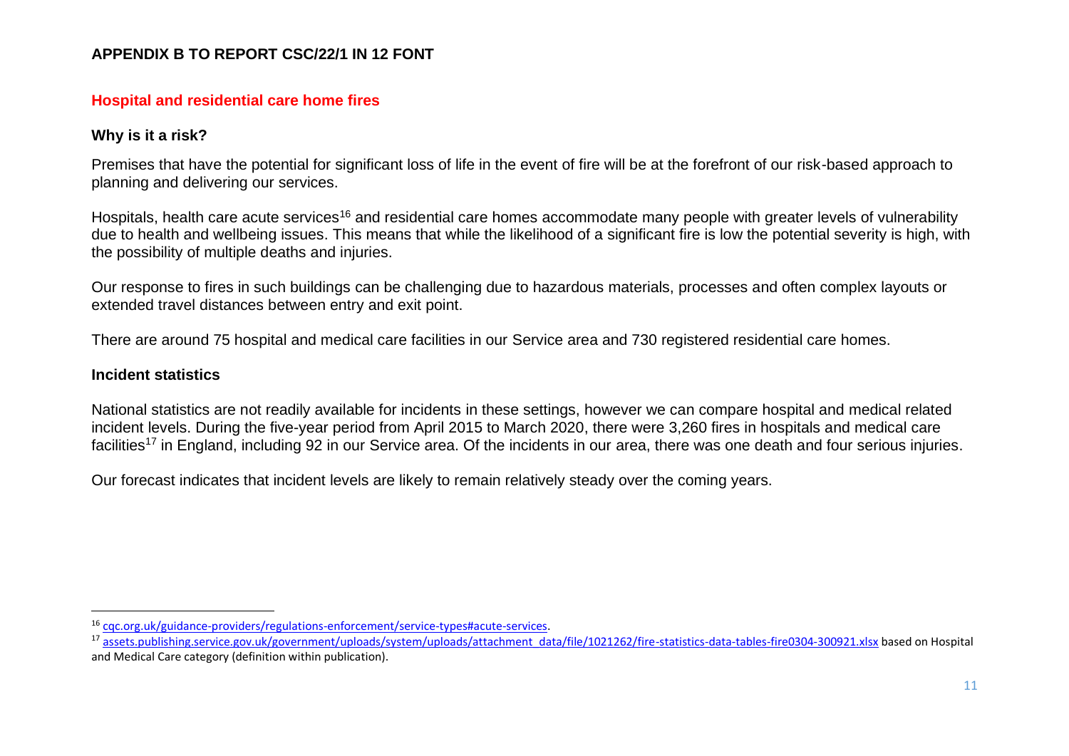**APPENDIX B TO REPORT CSC/22/1 IN 12 FONT**

## Hospital and residential care home fires

### Why is it a risk?

Premises that have the potential for significant loss of life in the event of fire will be at the forefront of our risk-based approach to planning and delivering our services.

Hospitals, health care acute services[16] and residential care homes accommodate many people with greater levels of vulnerability due to health and wellbeing issues. This means that while the likelihood of a significant fire is low the potential severity is high, with the possibility of multiple deaths and injuries.

Our response to fires in such buildings can be challenging due to hazardous materials, processes and often complex layouts or extended travel distances between entry and exit point.

There are around 75 hospital and medical care facilities in our Service area and 730 registered residential care homes.

### Incident statistics

National statistics are not readily available for incidents in these settings, however we can compare hospital and medical related incident levels. During the five-year period from April 2015 to March 2020, there were 3,260 fires in hospitals and medical care facilities[17] in England, including 92 in our Service area. Of the incidents in our area, there was one death and four serious injuries.

Our forecast indicates that incident levels are likely to remain relatively steady over the coming years.

---

[16] cqc.org.uk/guidance-providers/regulations-enforcement/service-types#acute-services.

[17] assets.publishing.service.gov.uk/government/uploads/system/uploads/attachment_data/file/1021262/fire-statistics-data-tables-fire0304-300921.xlsx based on Hospital and Medical Care category (definition within publication).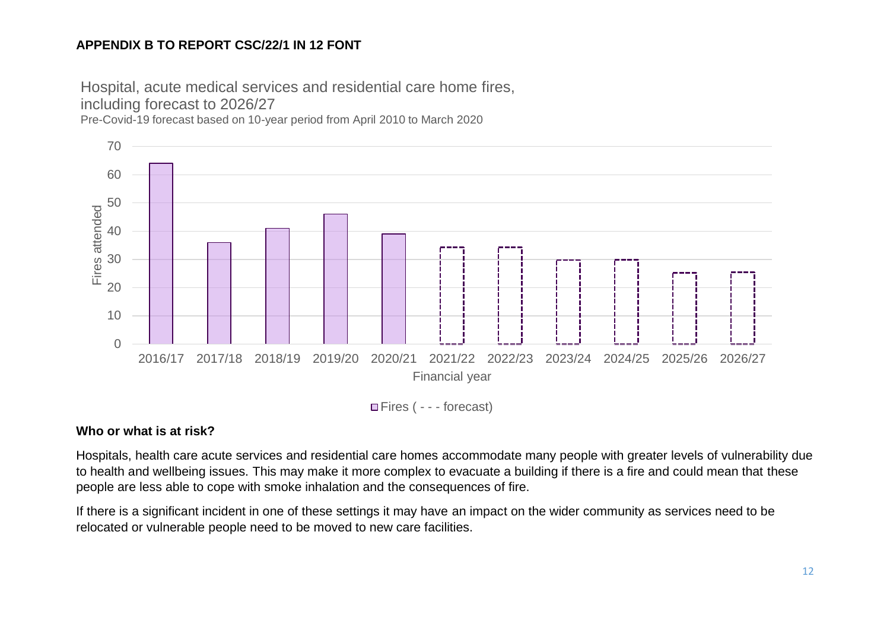**APPENDIX B TO REPORT CSC/22/1 IN 12 FONT**

Hospital, acute medical services and residential care home fires, including forecast to 2026/27

Pre-Covid-19 forecast based on 10-year period from April 2010 to March 2020

| Financial year | Fires attended |
|---|---|
| 2016/17 | 64 |
| 2017/18 | 36 |
| 2018/19 | 41 |
| 2019/20 | 46 |
| 2020/21 | 39 |
| 2021/22 (forecast) | 34 |
| 2022/23 (forecast) | 34 |
| 2023/24 (forecast) | 30 |
| 2024/25 (forecast) | 30 |
| 2025/26 (forecast) | 25 |
| 2026/27 (forecast) | 25 |

Fires ( - - - forecast)

**Who or what is at risk?**

Hospitals, health care acute services and residential care homes accommodate many people with greater levels of vulnerability due to health and wellbeing issues. This may make it more complex to evacuate a building if there is a fire and could mean that these people are less able to cope with smoke inhalation and the consequences of fire.

If there is a significant incident in one of these settings it may have an impact on the wider community as services need to be relocated or vulnerable people need to be moved to new care facilities.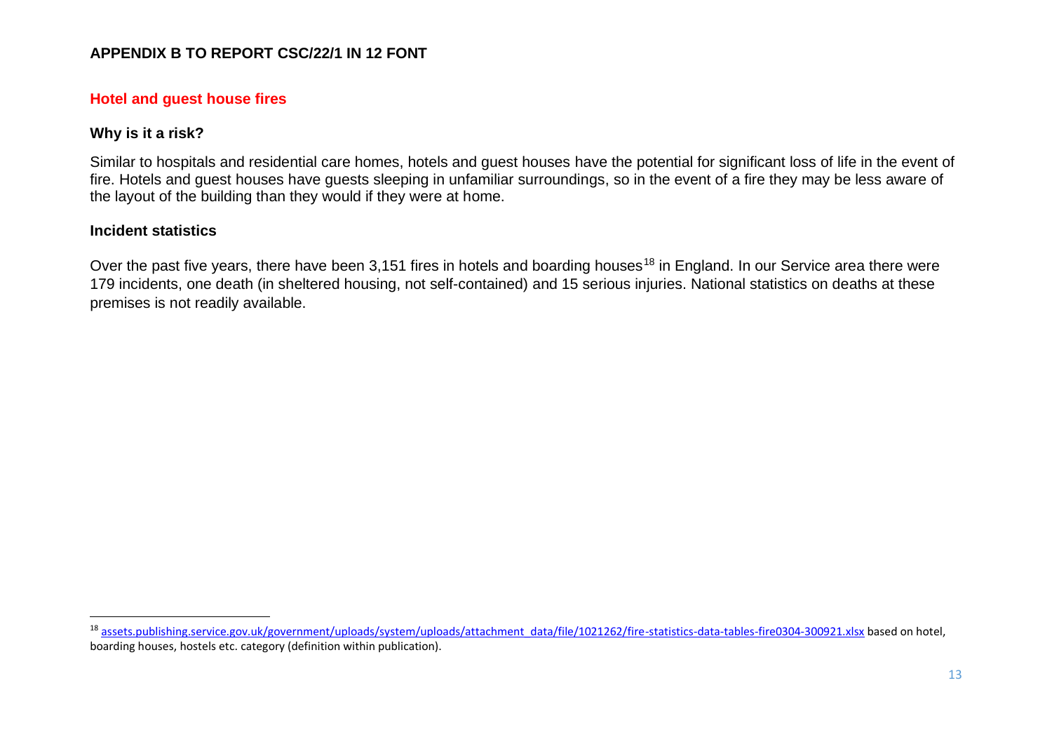**APPENDIX B TO REPORT CSC/22/1 IN 12 FONT**

## Hotel and guest house fires

### Why is it a risk?

Similar to hospitals and residential care homes, hotels and guest houses have the potential for significant loss of life in the event of fire. Hotels and guest houses have guests sleeping in unfamiliar surroundings, so in the event of a fire they may be less aware of the layout of the building than they would if they were at home.

### Incident statistics

Over the past five years, there have been 3,151 fires in hotels and boarding houses[18] in England. In our Service area there were 179 incidents, one death (in sheltered housing, not self-contained) and 15 serious injuries. National statistics on deaths at these premises is not readily available.

---

[18] assets.publishing.service.gov.uk/government/uploads/system/uploads/attachment_data/file/1021262/fire-statistics-data-tables-fire0304-300921.xlsx based on hotel, boarding houses, hostels etc. category (definition within publication).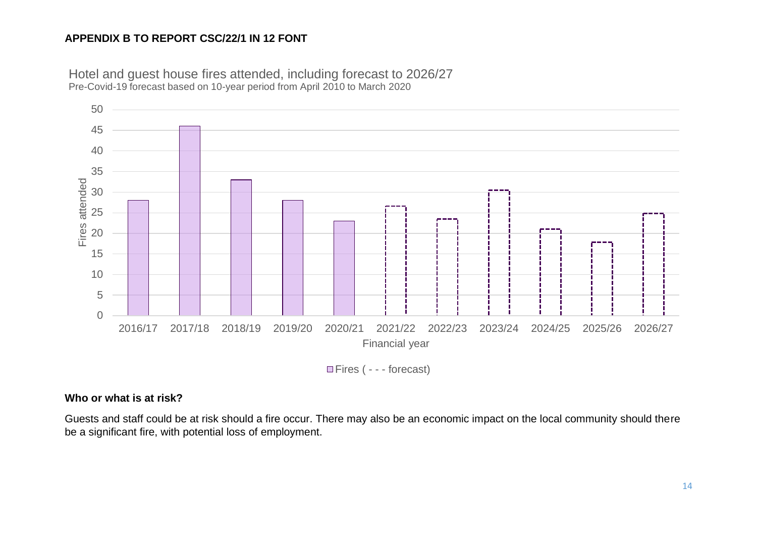**APPENDIX B TO REPORT CSC/22/1 IN 12 FONT**

Hotel and guest house fires attended, including forecast to 2026/27

Pre-Covid-19 forecast based on 10-year period from April 2010 to March 2020

| Financial year | Fires attended |
|---|---|
| 2016/17 | 28 |
| 2017/18 | 46 |
| 2018/19 | 33 |
| 2019/20 | 28 |
| 2020/21 | 23 |
| 2021/22 (forecast) | 26.6 |
| 2022/23 (forecast) | 23.5 |
| 2023/24 (forecast) | 30.5 |
| 2024/25 (forecast) | 21 |
| 2025/26 (forecast) | 17.8 |
| 2026/27 (forecast) | 24.8 |

Fires ( - - - forecast)

**Who or what is at risk?**

Guests and staff could be at risk should a fire occur. There may also be an economic impact on the local community should there be a significant fire, with potential loss of employment.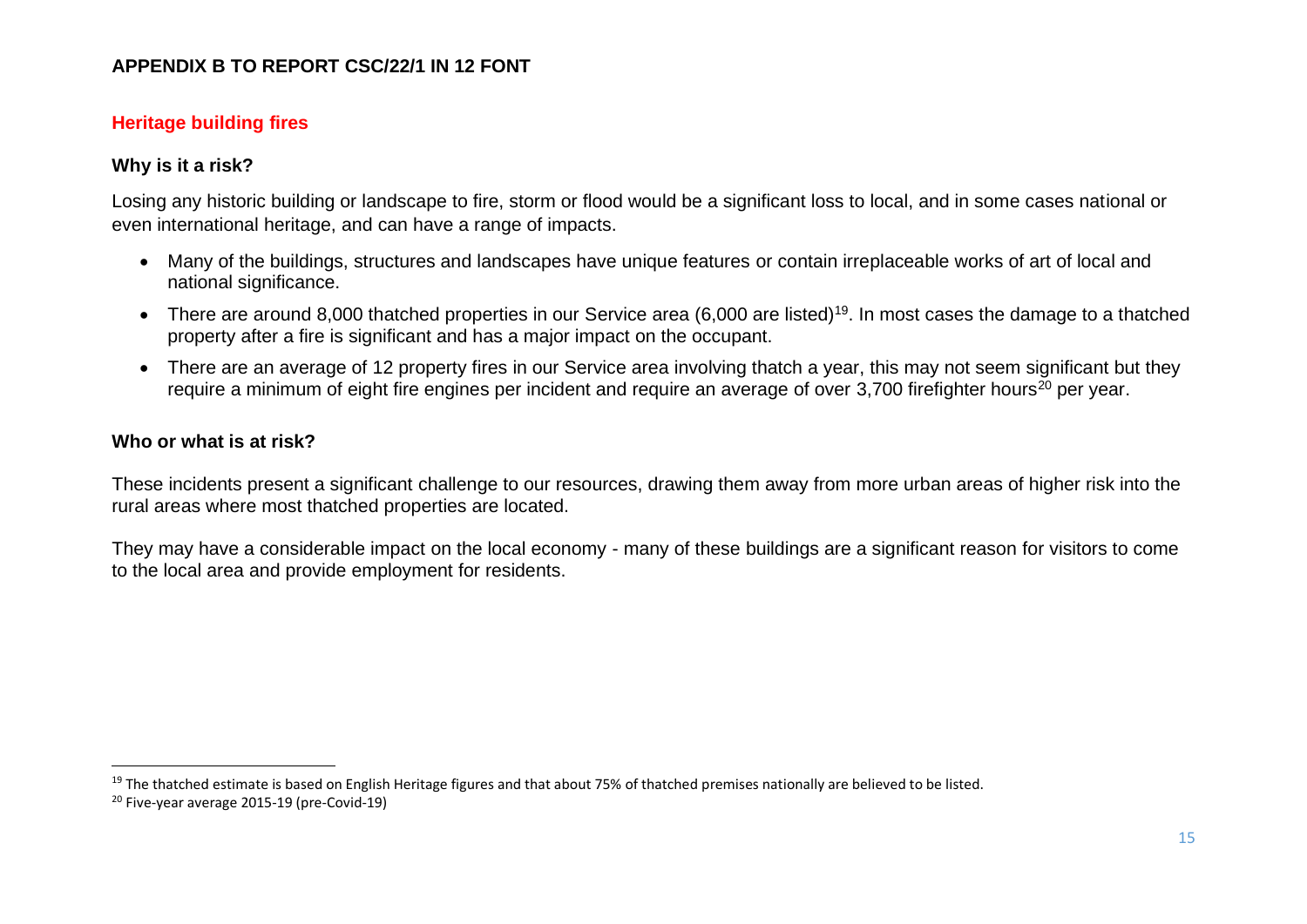**APPENDIX B TO REPORT CSC/22/1 IN 12 FONT**

## Heritage building fires

### Why is it a risk?

Losing any historic building or landscape to fire, storm or flood would be a significant loss to local, and in some cases national or even international heritage, and can have a range of impacts.

- Many of the buildings, structures and landscapes have unique features or contain irreplaceable works of art of local and national significance.
- There are around 8,000 thatched properties in our Service area (6,000 are listed)[19]. In most cases the damage to a thatched property after a fire is significant and has a major impact on the occupant.
- There are an average of 12 property fires in our Service area involving thatch a year, this may not seem significant but they require a minimum of eight fire engines per incident and require an average of over 3,700 firefighter hours[20] per year.

### Who or what is at risk?

These incidents present a significant challenge to our resources, drawing them away from more urban areas of higher risk into the rural areas where most thatched properties are located.

They may have a considerable impact on the local economy - many of these buildings are a significant reason for visitors to come to the local area and provide employment for residents.

---

[19] The thatched estimate is based on English Heritage figures and that about 75% of thatched premises nationally are believed to be listed.

[20] Five-year average 2015-19 (pre-Covid-19)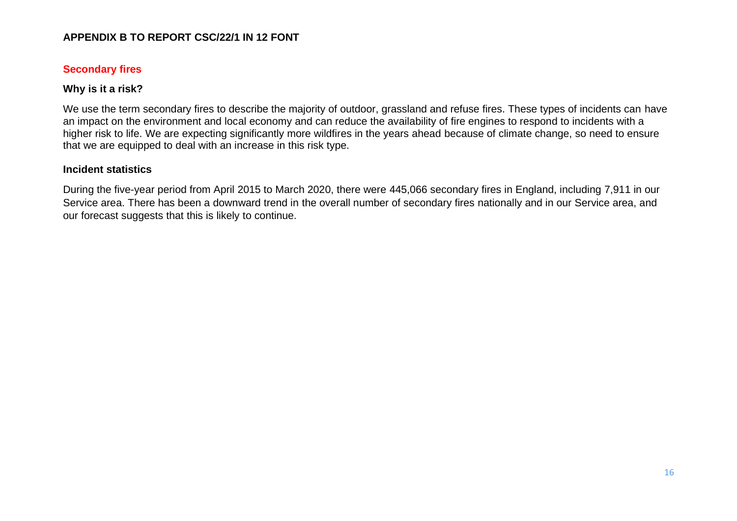**APPENDIX B TO REPORT CSC/22/1 IN 12 FONT**

## Secondary fires

### Why is it a risk?

We use the term secondary fires to describe the majority of outdoor, grassland and refuse fires. These types of incidents can have an impact on the environment and local economy and can reduce the availability of fire engines to respond to incidents with a higher risk to life. We are expecting significantly more wildfires in the years ahead because of climate change, so need to ensure that we are equipped to deal with an increase in this risk type.

### Incident statistics

During the five-year period from April 2015 to March 2020, there were 445,066 secondary fires in England, including 7,911 in our Service area. There has been a downward trend in the overall number of secondary fires nationally and in our Service area, and our forecast suggests that this is likely to continue.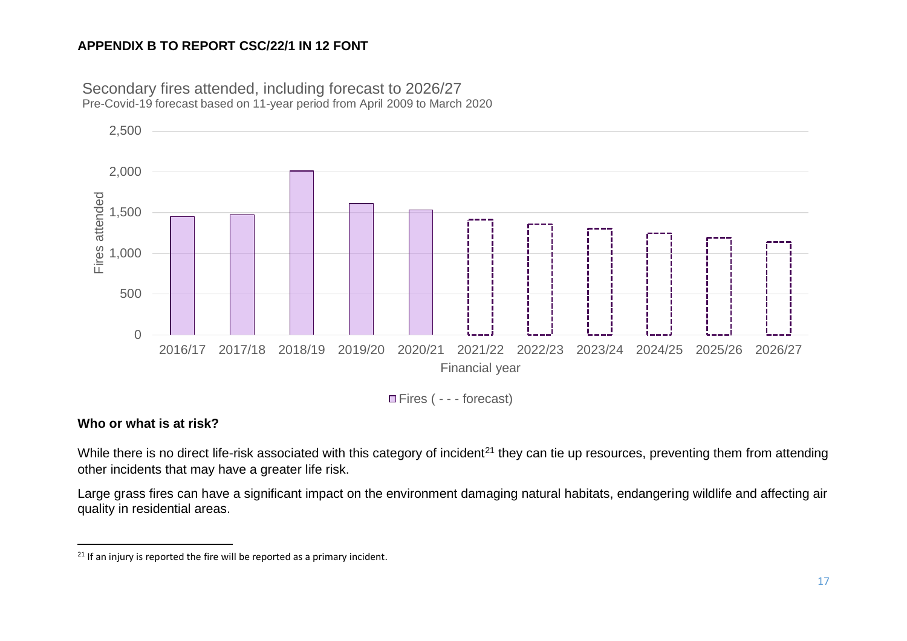**APPENDIX B TO REPORT CSC/22/1 IN 12 FONT**

Secondary fires attended, including forecast to 2026/27
Pre-Covid-19 forecast based on 11-year period from April 2009 to March 2020

Fires attended (y-axis: 0 – 2,500); Financial year (x-axis): 2016/17, 2017/18, 2018/19, 2019/20, 2020/21, 2021/22, 2022/23, 2023/24, 2024/25, 2025/26, 2026/27

Fires ( - - - forecast)

**Who or what is at risk?**

While there is no direct life-risk associated with this category of incident[21] they can tie up resources, preventing them from attending other incidents that may have a greater life risk.

Large grass fires can have a significant impact on the environment damaging natural habitats, endangering wildlife and affecting air quality in residential areas.

---

[21] If an injury is reported the fire will be reported as a primary incident.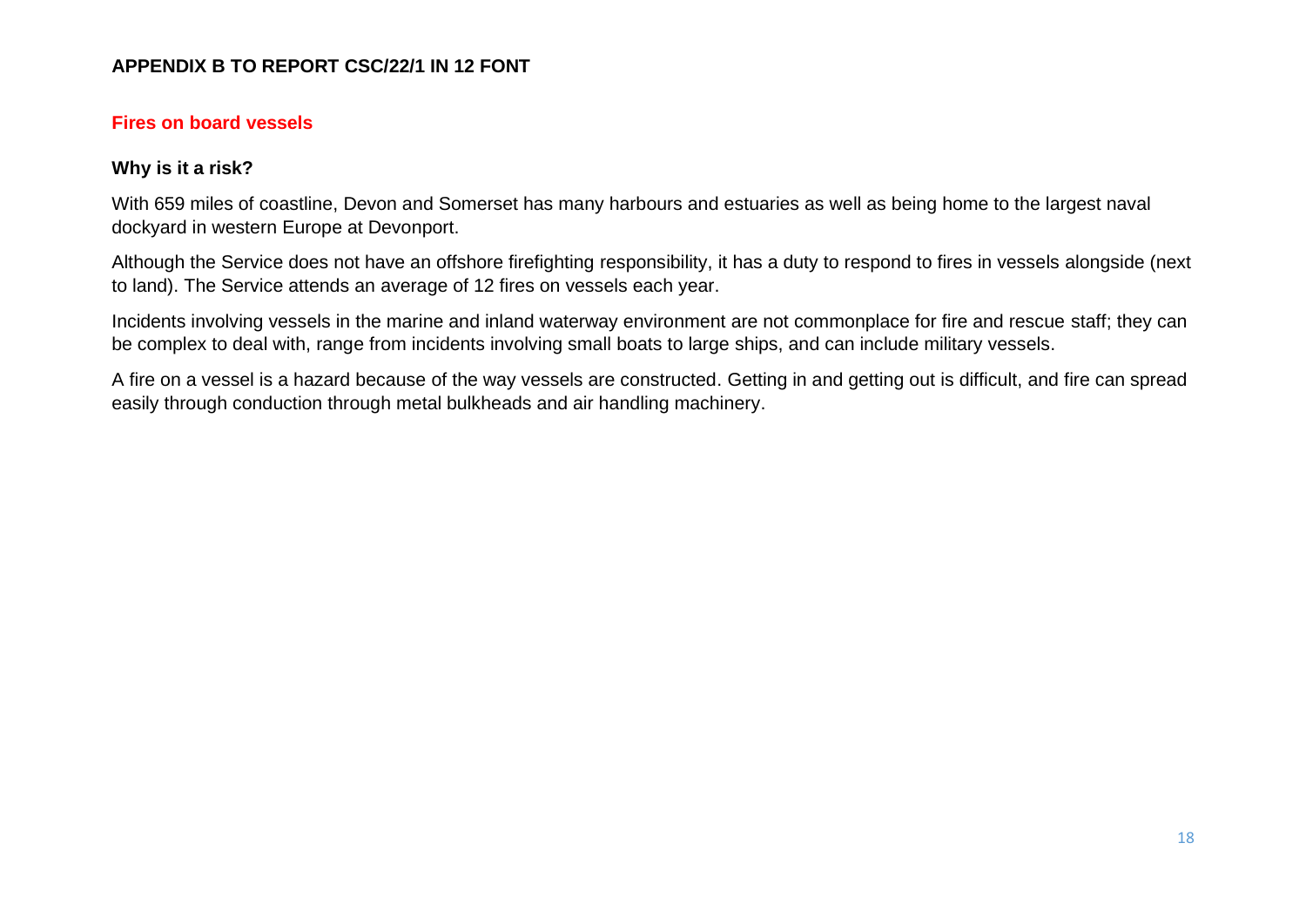**APPENDIX B TO REPORT CSC/22/1 IN 12 FONT**

## Fires on board vessels

### Why is it a risk?

With 659 miles of coastline, Devon and Somerset has many harbours and estuaries as well as being home to the largest naval dockyard in western Europe at Devonport.

Although the Service does not have an offshore firefighting responsibility, it has a duty to respond to fires in vessels alongside (next to land). The Service attends an average of 12 fires on vessels each year.

Incidents involving vessels in the marine and inland waterway environment are not commonplace for fire and rescue staff; they can be complex to deal with, range from incidents involving small boats to large ships, and can include military vessels.

A fire on a vessel is a hazard because of the way vessels are constructed. Getting in and getting out is difficult, and fire can spread easily through conduction through metal bulkheads and air handling machinery.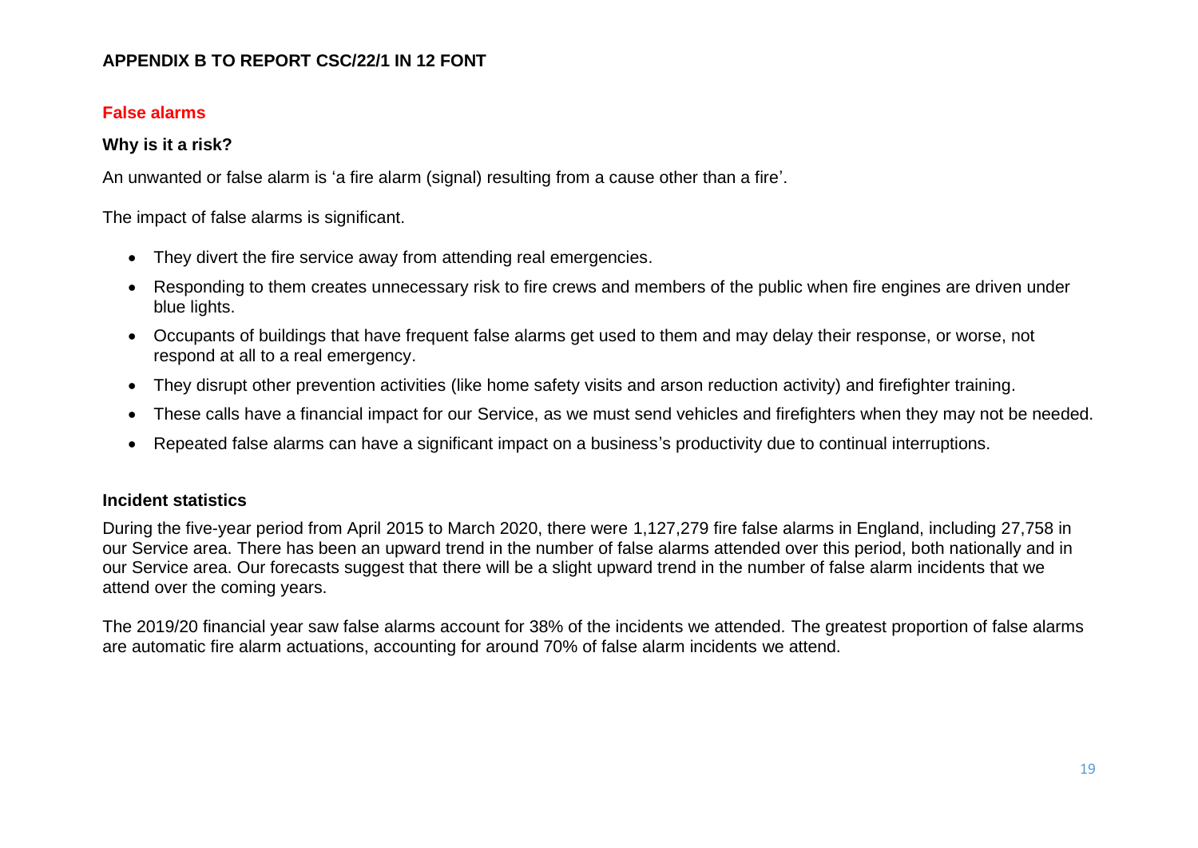**APPENDIX B TO REPORT CSC/22/1 IN 12 FONT**

## False alarms

### Why is it a risk?

An unwanted or false alarm is 'a fire alarm (signal) resulting from a cause other than a fire'.

The impact of false alarms is significant.

- They divert the fire service away from attending real emergencies.
- Responding to them creates unnecessary risk to fire crews and members of the public when fire engines are driven under blue lights.
- Occupants of buildings that have frequent false alarms get used to them and may delay their response, or worse, not respond at all to a real emergency.
- They disrupt other prevention activities (like home safety visits and arson reduction activity) and firefighter training.
- These calls have a financial impact for our Service, as we must send vehicles and firefighters when they may not be needed.
- Repeated false alarms can have a significant impact on a business's productivity due to continual interruptions.

### Incident statistics

During the five-year period from April 2015 to March 2020, there were 1,127,279 fire false alarms in England, including 27,758 in our Service area. There has been an upward trend in the number of false alarms attended over this period, both nationally and in our Service area. Our forecasts suggest that there will be a slight upward trend in the number of false alarm incidents that we attend over the coming years.

The 2019/20 financial year saw false alarms account for 38% of the incidents we attended. The greatest proportion of false alarms are automatic fire alarm actuations, accounting for around 70% of false alarm incidents we attend.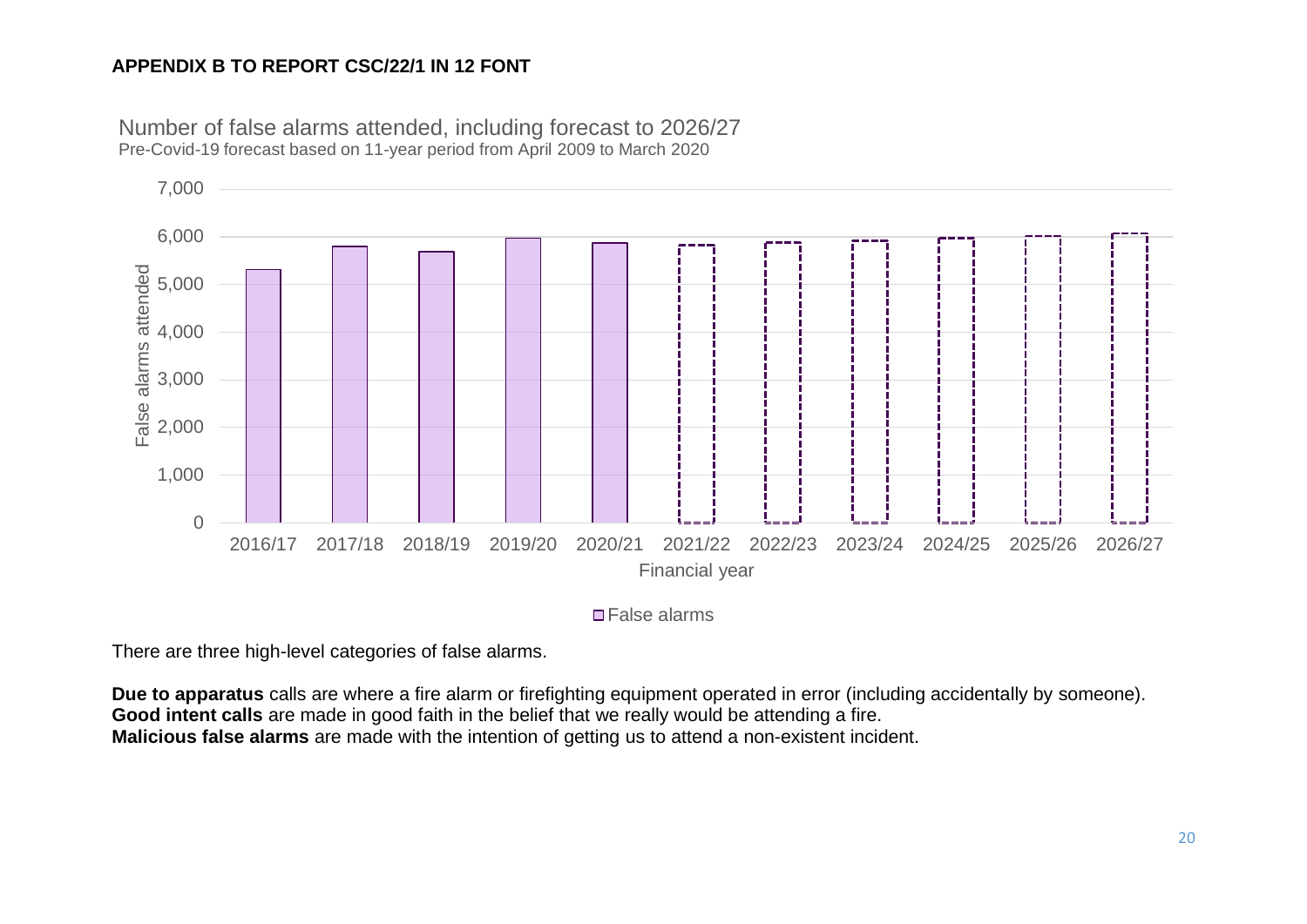**APPENDIX B TO REPORT CSC/22/1 IN 12 FONT**

Number of false alarms attended, including forecast to 2026/27

Pre-Covid-19 forecast based on 11-year period from April 2009 to March 2020

There are three high-level categories of false alarms.

**Due to apparatus** calls are where a fire alarm or firefighting equipment operated in error (including accidentally by someone).
**Good intent calls** are made in good faith in the belief that we really would be attending a fire.
**Malicious false alarms** are made with the intention of getting us to attend a non-existent incident.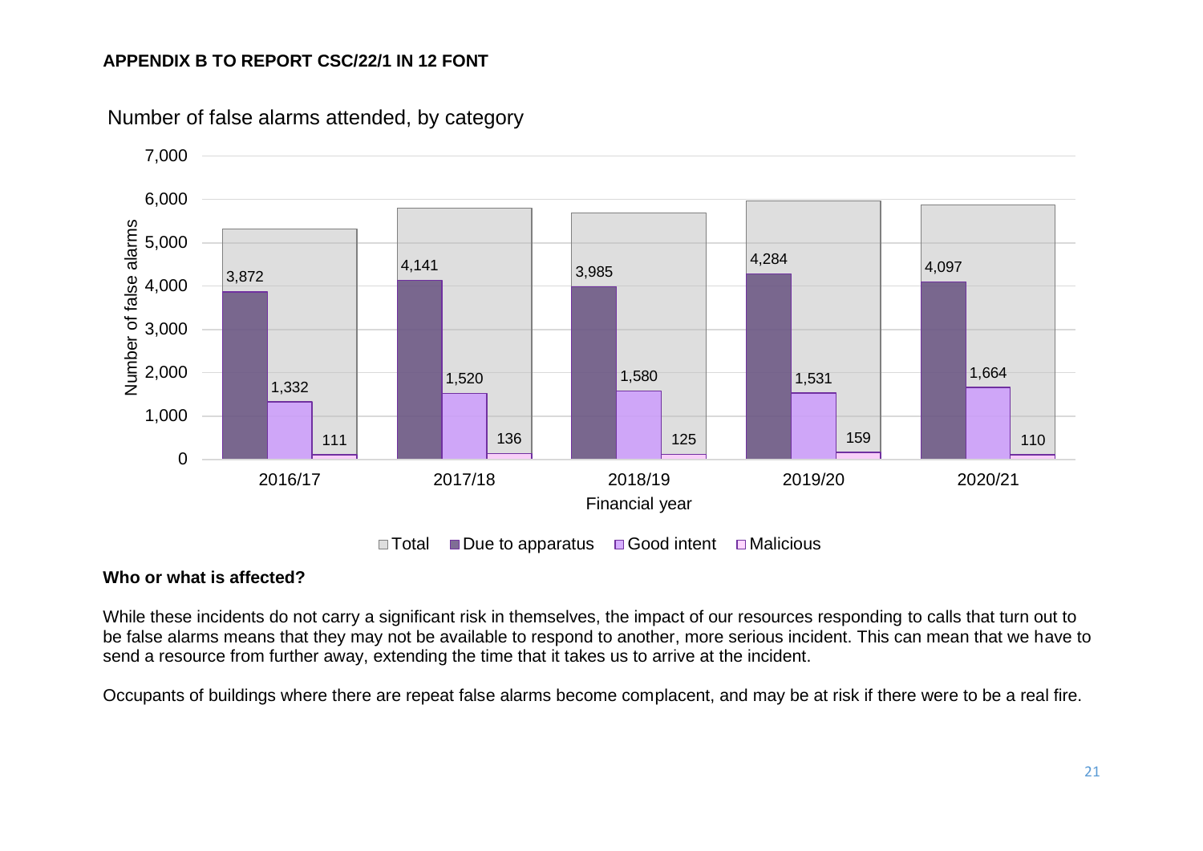**APPENDIX B TO REPORT CSC/22/1 IN 12 FONT**

Number of false alarms attended, by category

| Financial year | Due to apparatus | Good intent | Malicious |
|---|---|---|---|
| 2016/17 | 3,872 | 1,332 | 111 |
| 2017/18 | 4,141 | 1,520 | 136 |
| 2018/19 | 3,985 | 1,580 | 125 |
| 2019/20 | 4,284 | 1,531 | 159 |
| 2020/21 | 4,097 | 1,664 | 110 |

Number of false alarms; Financial year; Total; Due to apparatus; Good intent; Malicious

**Who or what is affected?**

While these incidents do not carry a significant risk in themselves, the impact of our resources responding to calls that turn out to be false alarms means that they may not be available to respond to another, more serious incident. This can mean that we have to send a resource from further away, extending the time that it takes us to arrive at the incident.

Occupants of buildings where there are repeat false alarms become complacent, and may be at risk if there were to be a real fire.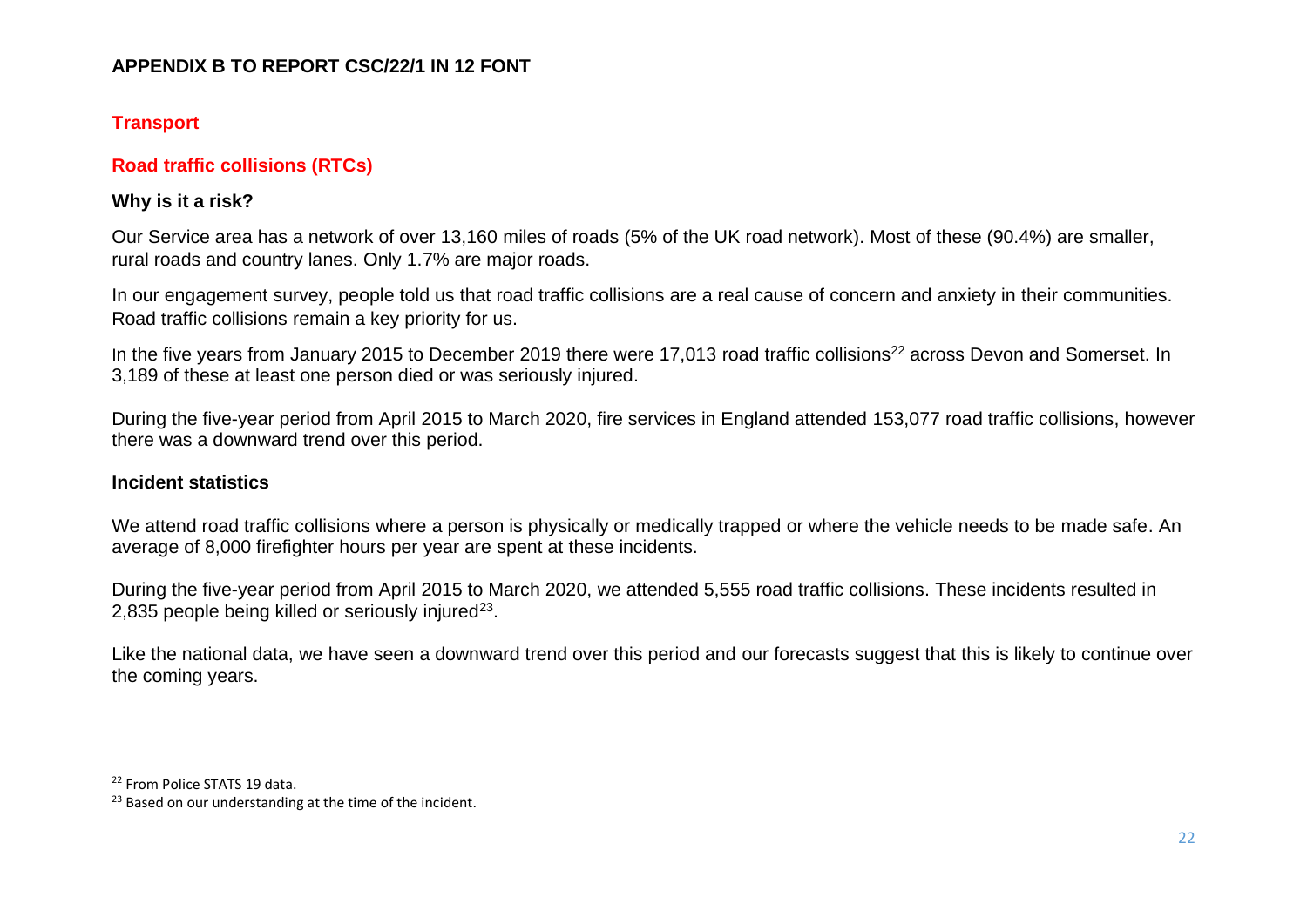**APPENDIX B TO REPORT CSC/22/1 IN 12 FONT**

## Transport

### Road traffic collisions (RTCs)

#### Why is it a risk?

Our Service area has a network of over 13,160 miles of roads (5% of the UK road network). Most of these (90.4%) are smaller, rural roads and country lanes. Only 1.7% are major roads.

In our engagement survey, people told us that road traffic collisions are a real cause of concern and anxiety in their communities. Road traffic collisions remain a key priority for us.

In the five years from January 2015 to December 2019 there were 17,013 road traffic collisions[22] across Devon and Somerset. In 3,189 of these at least one person died or was seriously injured.

During the five-year period from April 2015 to March 2020, fire services in England attended 153,077 road traffic collisions, however there was a downward trend over this period.

#### Incident statistics

We attend road traffic collisions where a person is physically or medically trapped or where the vehicle needs to be made safe. An average of 8,000 firefighter hours per year are spent at these incidents.

During the five-year period from April 2015 to March 2020, we attended 5,555 road traffic collisions. These incidents resulted in 2,835 people being killed or seriously injured[23].

Like the national data, we have seen a downward trend over this period and our forecasts suggest that this is likely to continue over the coming years.

---

[22] From Police STATS 19 data.

[23] Based on our understanding at the time of the incident.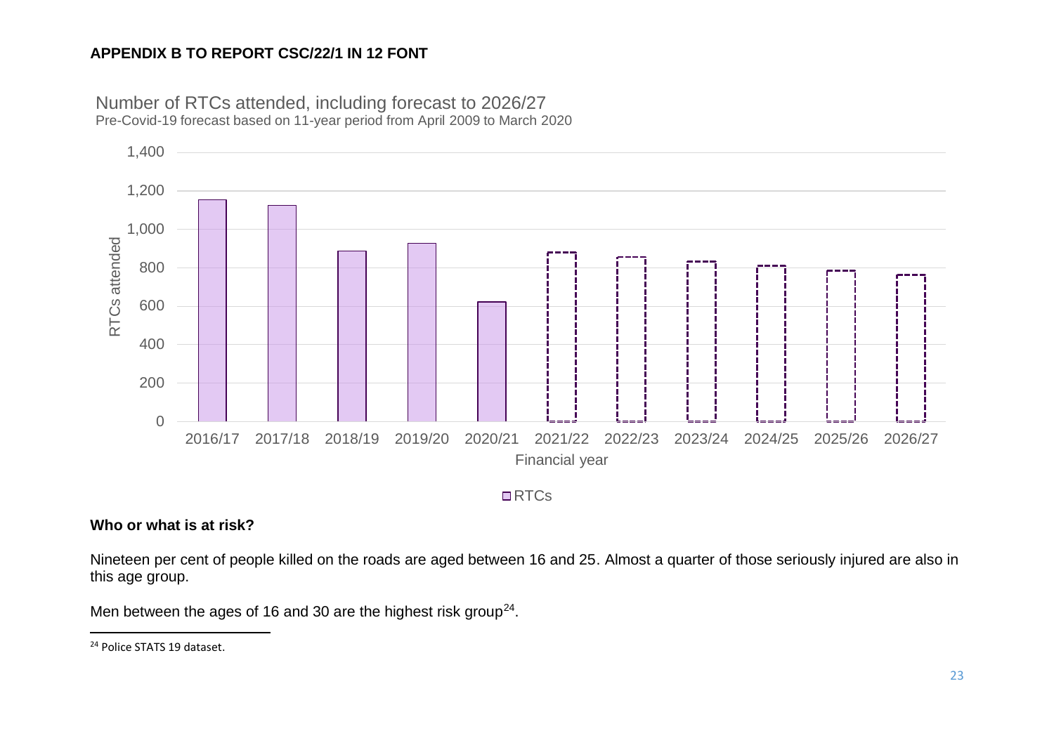**APPENDIX B TO REPORT CSC/22/1 IN 12 FONT**

Number of RTCs attended, including forecast to 2026/27
Pre-Covid-19 forecast based on 11-year period from April 2009 to March 2020

**Who or what is at risk?**

Nineteen per cent of people killed on the roads are aged between 16 and 25. Almost a quarter of those seriously injured are also in this age group.

Men between the ages of 16 and 30 are the highest risk group[24].

[24] Police STATS 19 dataset.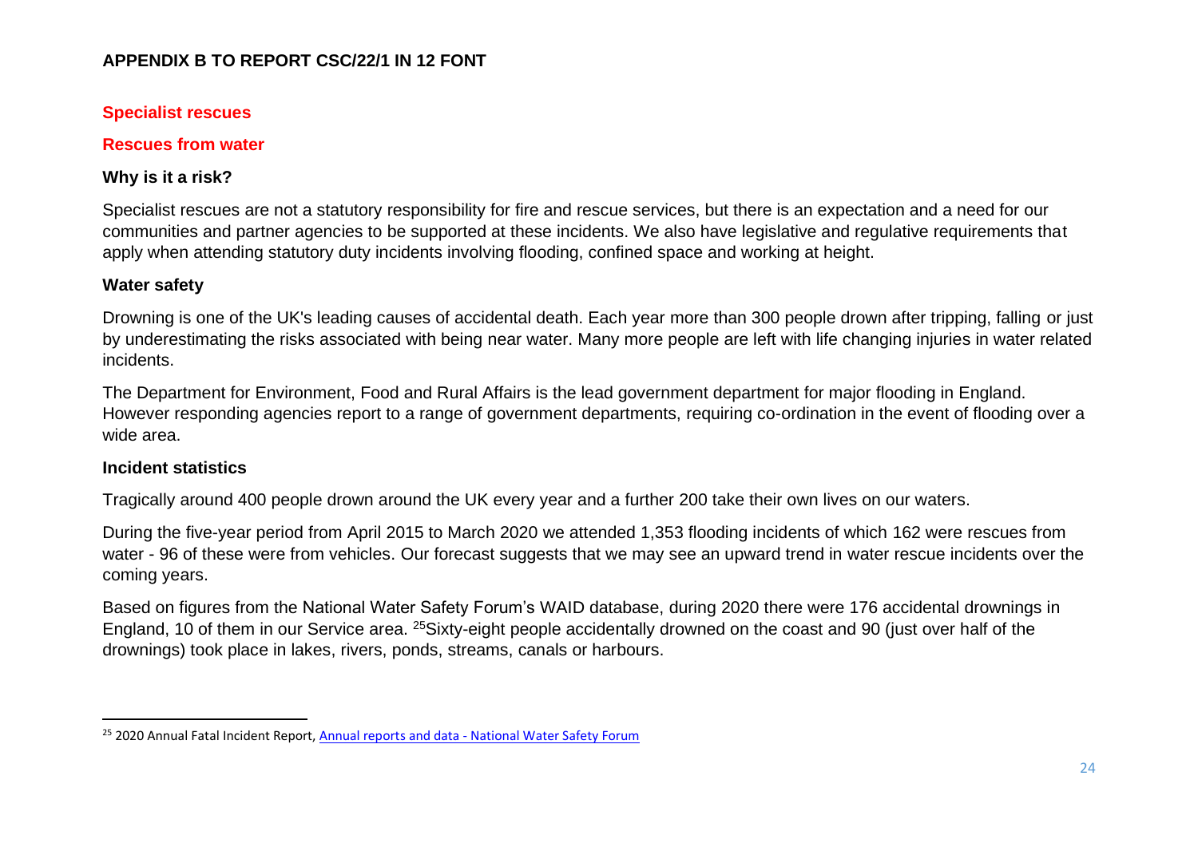**APPENDIX B TO REPORT CSC/22/1 IN 12 FONT**

## Specialist rescues

### Rescues from water

#### Why is it a risk?

Specialist rescues are not a statutory responsibility for fire and rescue services, but there is an expectation and a need for our communities and partner agencies to be supported at these incidents. We also have legislative and regulative requirements that apply when attending statutory duty incidents involving flooding, confined space and working at height.

#### Water safety

Drowning is one of the UK's leading causes of accidental death. Each year more than 300 people drown after tripping, falling or just by underestimating the risks associated with being near water. Many more people are left with life changing injuries in water related incidents.

The Department for Environment, Food and Rural Affairs is the lead government department for major flooding in England. However responding agencies report to a range of government departments, requiring co-ordination in the event of flooding over a wide area.

#### Incident statistics

Tragically around 400 people drown around the UK every year and a further 200 take their own lives on our waters.

During the five-year period from April 2015 to March 2020 we attended 1,353 flooding incidents of which 162 were rescues from water - 96 of these were from vehicles. Our forecast suggests that we may see an upward trend in water rescue incidents over the coming years.

Based on figures from the National Water Safety Forum's WAID database, during 2020 there were 176 accidental drownings in England, 10 of them in our Service area. [25]Sixty-eight people accidentally drowned on the coast and 90 (just over half of the drownings) took place in lakes, rivers, ponds, streams, canals or harbours.

---

[25] 2020 Annual Fatal Incident Report, Annual reports and data - National Water Safety Forum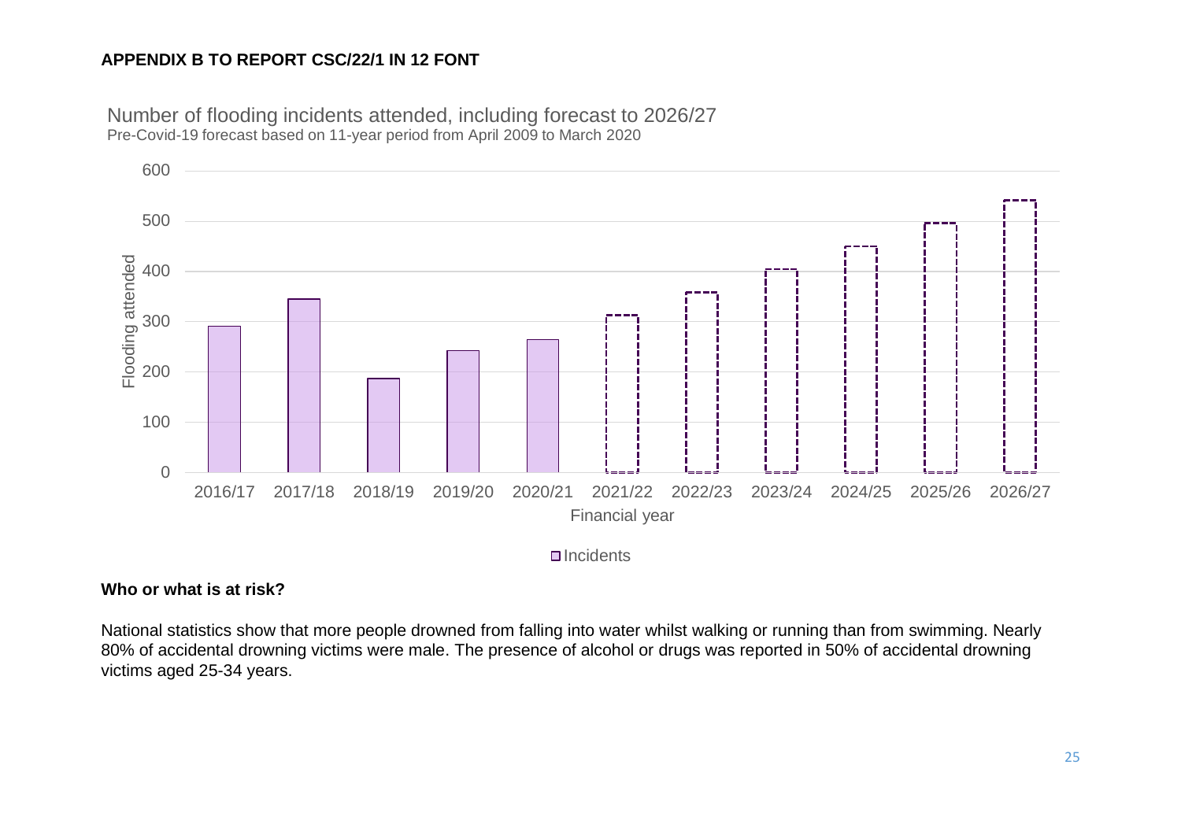**APPENDIX B TO REPORT CSC/22/1 IN 12 FONT**

Number of flooding incidents attended, including forecast to 2026/27

Pre-Covid-19 forecast based on 11-year period from April 2009 to March 2020

**Who or what is at risk?**

National statistics show that more people drowned from falling into water whilst walking or running than from swimming. Nearly 80% of accidental drowning victims were male. The presence of alcohol or drugs was reported in 50% of accidental drowning victims aged 25-34 years.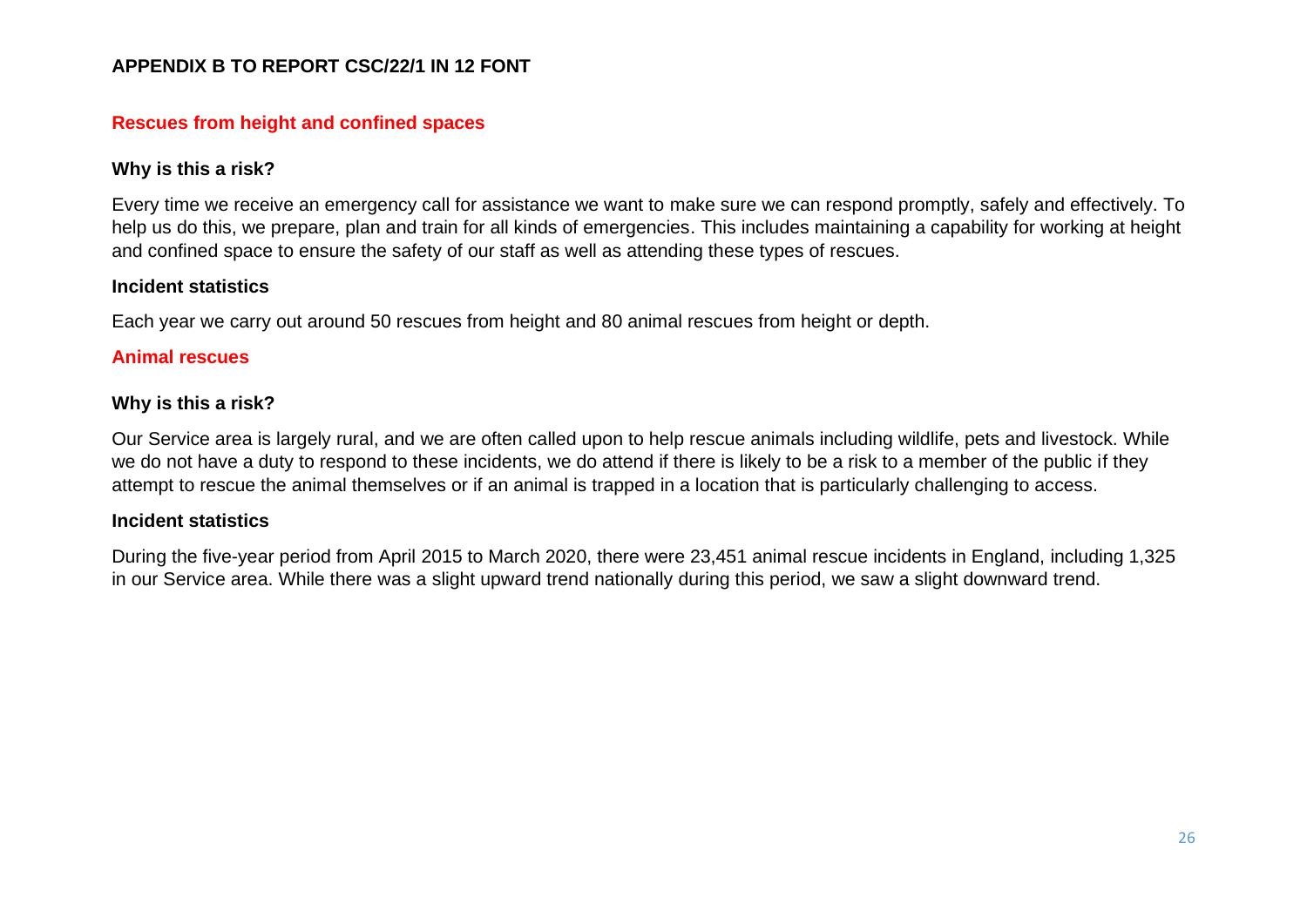**APPENDIX B TO REPORT CSC/22/1 IN 12 FONT**

## Rescues from height and confined spaces

### Why is this a risk?

Every time we receive an emergency call for assistance we want to make sure we can respond promptly, safely and effectively. To help us do this, we prepare, plan and train for all kinds of emergencies. This includes maintaining a capability for working at height and confined space to ensure the safety of our staff as well as attending these types of rescues.

### Incident statistics

Each year we carry out around 50 rescues from height and 80 animal rescues from height or depth.

## Animal rescues

### Why is this a risk?

Our Service area is largely rural, and we are often called upon to help rescue animals including wildlife, pets and livestock. While we do not have a duty to respond to these incidents, we do attend if there is likely to be a risk to a member of the public if they attempt to rescue the animal themselves or if an animal is trapped in a location that is particularly challenging to access.

### Incident statistics

During the five-year period from April 2015 to March 2020, there were 23,451 animal rescue incidents in England, including 1,325 in our Service area. While there was a slight upward trend nationally during this period, we saw a slight downward trend.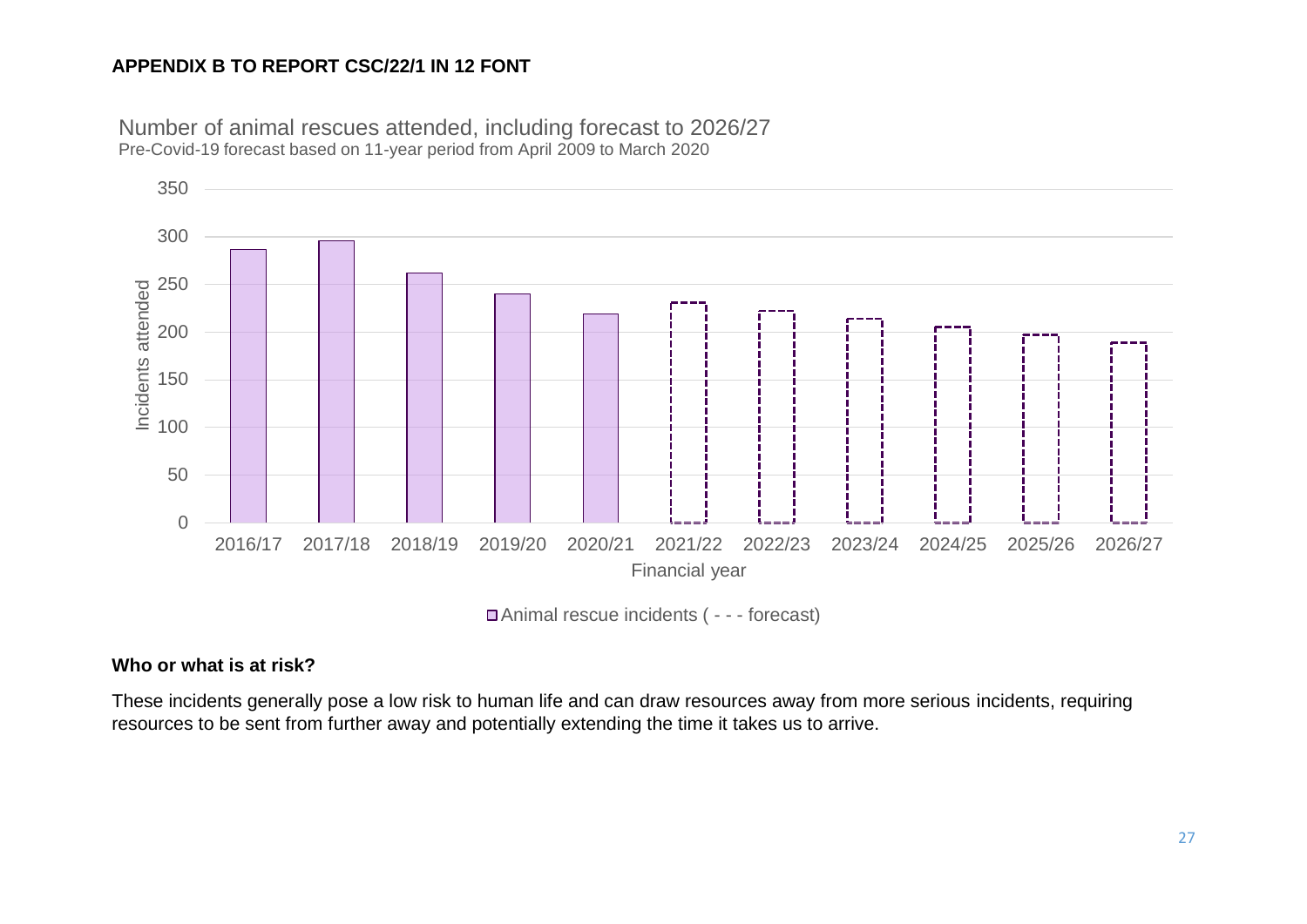**APPENDIX B TO REPORT CSC/22/1 IN 12 FONT**

Number of animal rescues attended, including forecast to 2026/27

Pre-Covid-19 forecast based on 11-year period from April 2009 to March 2020

**Who or what is at risk?**

These incidents generally pose a low risk to human life and can draw resources away from more serious incidents, requiring resources to be sent from further away and potentially extending the time it takes us to arrive.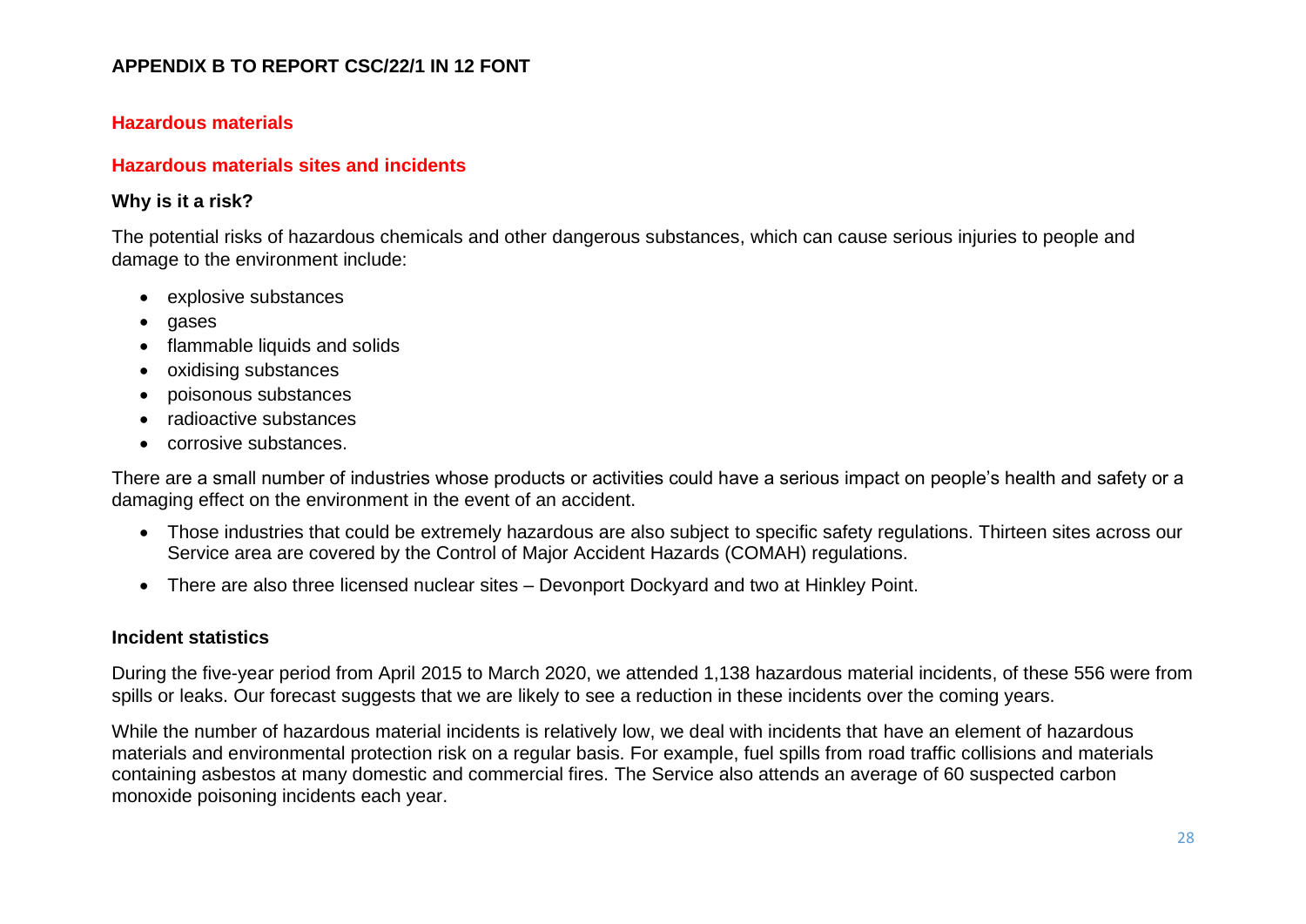**APPENDIX B TO REPORT CSC/22/1 IN 12 FONT**

## Hazardous materials

### Hazardous materials sites and incidents

#### Why is it a risk?

The potential risks of hazardous chemicals and other dangerous substances, which can cause serious injuries to people and damage to the environment include:

- explosive substances
- gases
- flammable liquids and solids
- oxidising substances
- poisonous substances
- radioactive substances
- corrosive substances.

There are a small number of industries whose products or activities could have a serious impact on people's health and safety or a damaging effect on the environment in the event of an accident.

- Those industries that could be extremely hazardous are also subject to specific safety regulations. Thirteen sites across our Service area are covered by the Control of Major Accident Hazards (COMAH) regulations.
- There are also three licensed nuclear sites – Devonport Dockyard and two at Hinkley Point.

#### Incident statistics

During the five-year period from April 2015 to March 2020, we attended 1,138 hazardous material incidents, of these 556 were from spills or leaks. Our forecast suggests that we are likely to see a reduction in these incidents over the coming years.

While the number of hazardous material incidents is relatively low, we deal with incidents that have an element of hazardous materials and environmental protection risk on a regular basis. For example, fuel spills from road traffic collisions and materials containing asbestos at many domestic and commercial fires. The Service also attends an average of 60 suspected carbon monoxide poisoning incidents each year.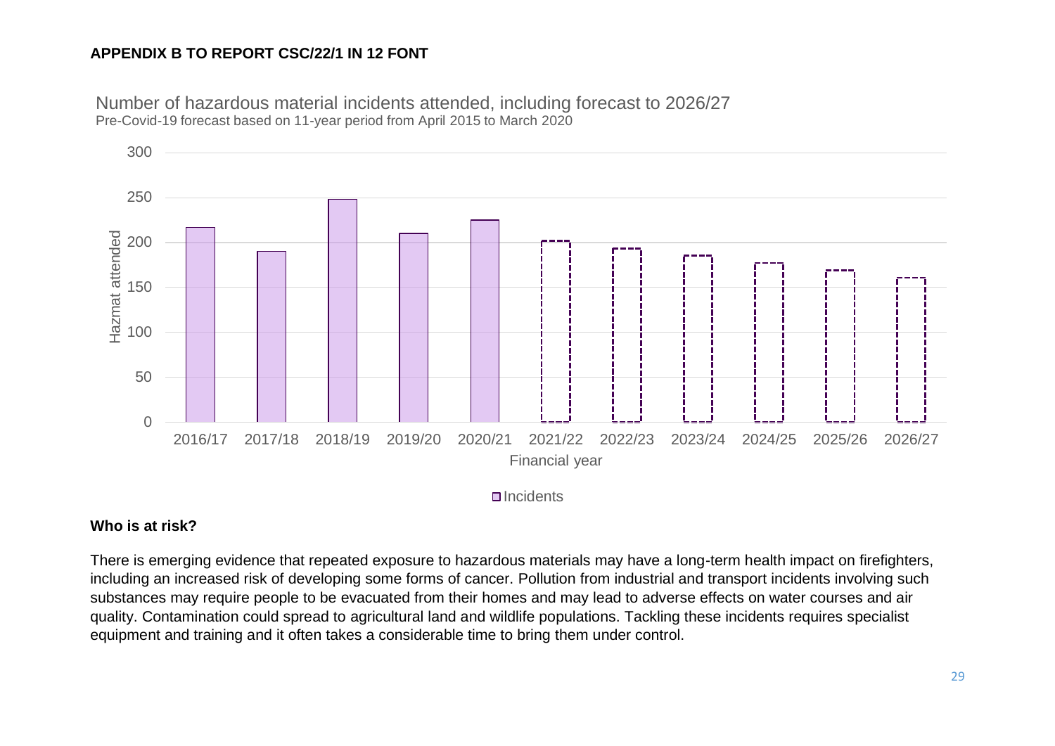**APPENDIX B TO REPORT CSC/22/1 IN 12 FONT**

Number of hazardous material incidents attended, including forecast to 2026/27
Pre-Covid-19 forecast based on 11-year period from April 2015 to March 2020

**Who is at risk?**

There is emerging evidence that repeated exposure to hazardous materials may have a long-term health impact on firefighters, including an increased risk of developing some forms of cancer. Pollution from industrial and transport incidents involving such substances may require people to be evacuated from their homes and may lead to adverse effects on water courses and air quality. Contamination could spread to agricultural land and wildlife populations. Tackling these incidents requires specialist equipment and training and it often takes a considerable time to bring them under control.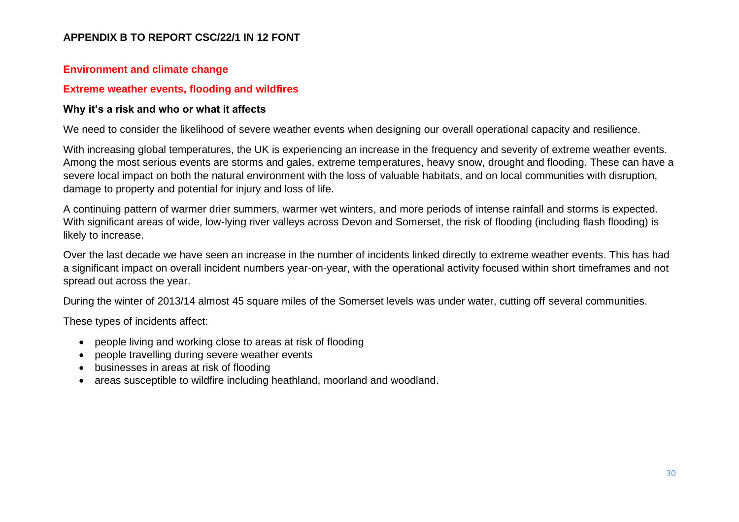**APPENDIX B TO REPORT CSC/22/1 IN 12 FONT**

## Environment and climate change

### Extreme weather events, flooding and wildfires

#### Why it's a risk and who or what it affects

We need to consider the likelihood of severe weather events when designing our overall operational capacity and resilience.

With increasing global temperatures, the UK is experiencing an increase in the frequency and severity of extreme weather events. Among the most serious events are storms and gales, extreme temperatures, heavy snow, drought and flooding. These can have a severe local impact on both the natural environment with the loss of valuable habitats, and on local communities with disruption, damage to property and potential for injury and loss of life.

A continuing pattern of warmer drier summers, warmer wet winters, and more periods of intense rainfall and storms is expected. With significant areas of wide, low-lying river valleys across Devon and Somerset, the risk of flooding (including flash flooding) is likely to increase.

Over the last decade we have seen an increase in the number of incidents linked directly to extreme weather events. This has had a significant impact on overall incident numbers year-on-year, with the operational activity focused within short timeframes and not spread out across the year.

During the winter of 2013/14 almost 45 square miles of the Somerset levels was under water, cutting off several communities.

These types of incidents affect:

- people living and working close to areas at risk of flooding
- people travelling during severe weather events
- businesses in areas at risk of flooding
- areas susceptible to wildfire including heathland, moorland and woodland.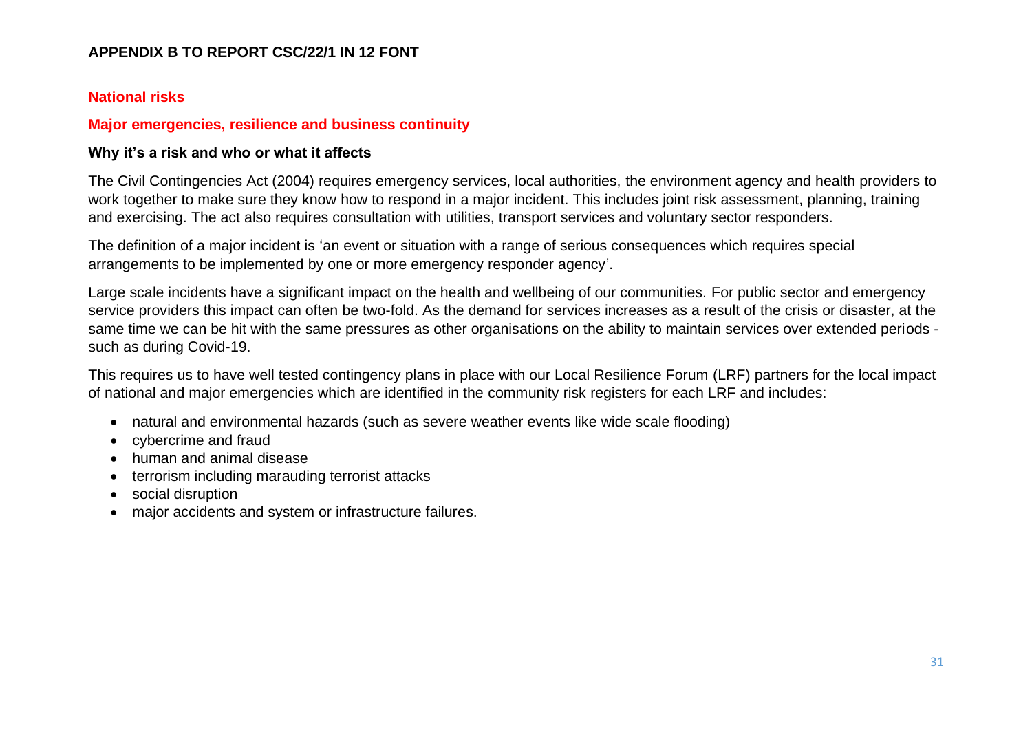**APPENDIX B TO REPORT CSC/22/1 IN 12 FONT**

## National risks

### Major emergencies, resilience and business continuity

#### Why it's a risk and who or what it affects

The Civil Contingencies Act (2004) requires emergency services, local authorities, the environment agency and health providers to work together to make sure they know how to respond in a major incident. This includes joint risk assessment, planning, training and exercising. The act also requires consultation with utilities, transport services and voluntary sector responders.

The definition of a major incident is 'an event or situation with a range of serious consequences which requires special arrangements to be implemented by one or more emergency responder agency'.

Large scale incidents have a significant impact on the health and wellbeing of our communities. For public sector and emergency service providers this impact can often be two-fold. As the demand for services increases as a result of the crisis or disaster, at the same time we can be hit with the same pressures as other organisations on the ability to maintain services over extended periods - such as during Covid-19.

This requires us to have well tested contingency plans in place with our Local Resilience Forum (LRF) partners for the local impact of national and major emergencies which are identified in the community risk registers for each LRF and includes:

- natural and environmental hazards (such as severe weather events like wide scale flooding)
- cybercrime and fraud
- human and animal disease
- terrorism including marauding terrorist attacks
- social disruption
- major accidents and system or infrastructure failures.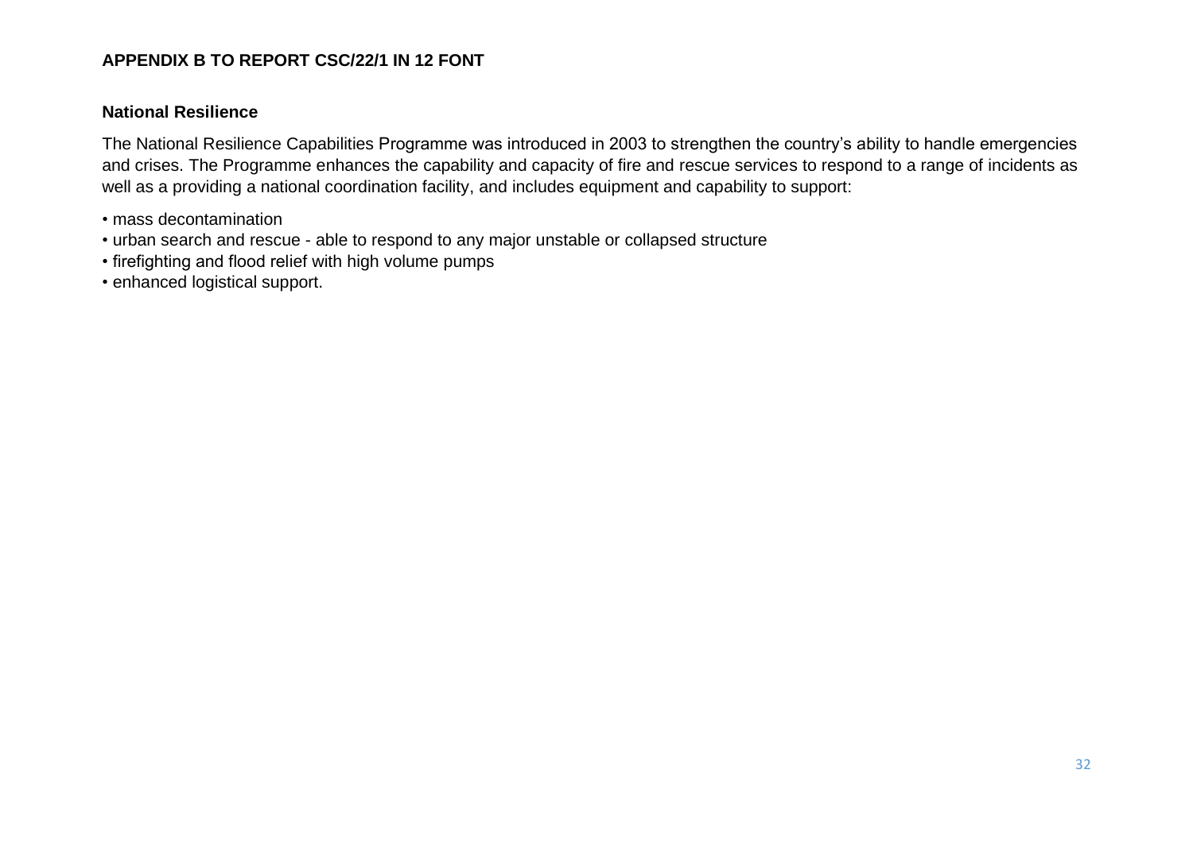**APPENDIX B TO REPORT CSC/22/1 IN 12 FONT**

## National Resilience

The National Resilience Capabilities Programme was introduced in 2003 to strengthen the country's ability to handle emergencies and crises. The Programme enhances the capability and capacity of fire and rescue services to respond to a range of incidents as well as a providing a national coordination facility, and includes equipment and capability to support:

- mass decontamination
- urban search and rescue - able to respond to any major unstable or collapsed structure
- firefighting and flood relief with high volume pumps
- enhanced logistical support.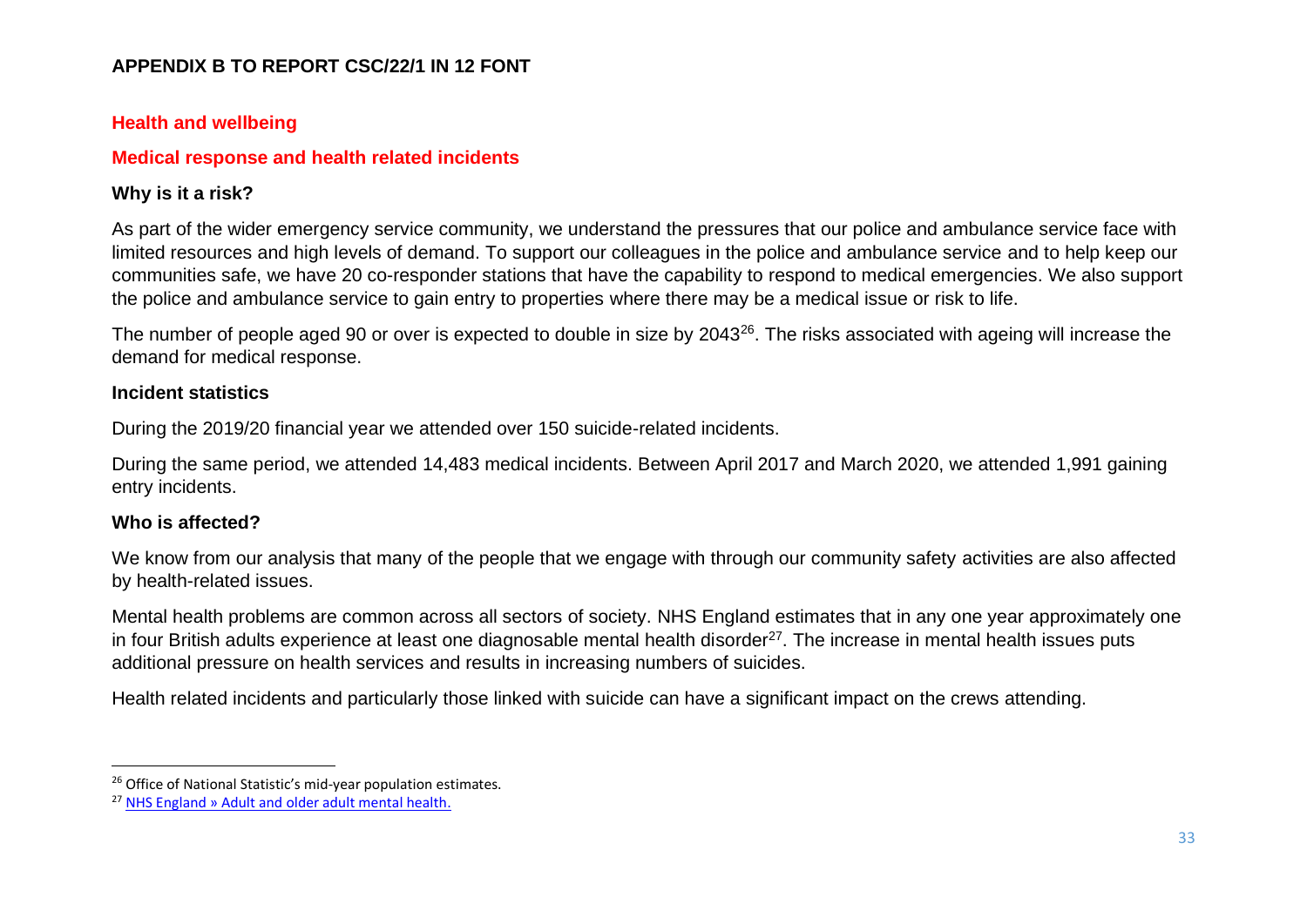**APPENDIX B TO REPORT CSC/22/1 IN 12 FONT**

## Health and wellbeing

### Medical response and health related incidents

#### Why is it a risk?

As part of the wider emergency service community, we understand the pressures that our police and ambulance service face with limited resources and high levels of demand. To support our colleagues in the police and ambulance service and to help keep our communities safe, we have 20 co-responder stations that have the capability to respond to medical emergencies. We also support the police and ambulance service to gain entry to properties where there may be a medical issue or risk to life.

The number of people aged 90 or over is expected to double in size by 2043[26]. The risks associated with ageing will increase the demand for medical response.

#### Incident statistics

During the 2019/20 financial year we attended over 150 suicide-related incidents.

During the same period, we attended 14,483 medical incidents. Between April 2017 and March 2020, we attended 1,991 gaining entry incidents.

#### Who is affected?

We know from our analysis that many of the people that we engage with through our community safety activities are also affected by health-related issues.

Mental health problems are common across all sectors of society. NHS England estimates that in any one year approximately one in four British adults experience at least one diagnosable mental health disorder[27]. The increase in mental health issues puts additional pressure on health services and results in increasing numbers of suicides.

Health related incidents and particularly those linked with suicide can have a significant impact on the crews attending.

---

[26] Office of National Statistic's mid-year population estimates.

[27] NHS England » Adult and older adult mental health.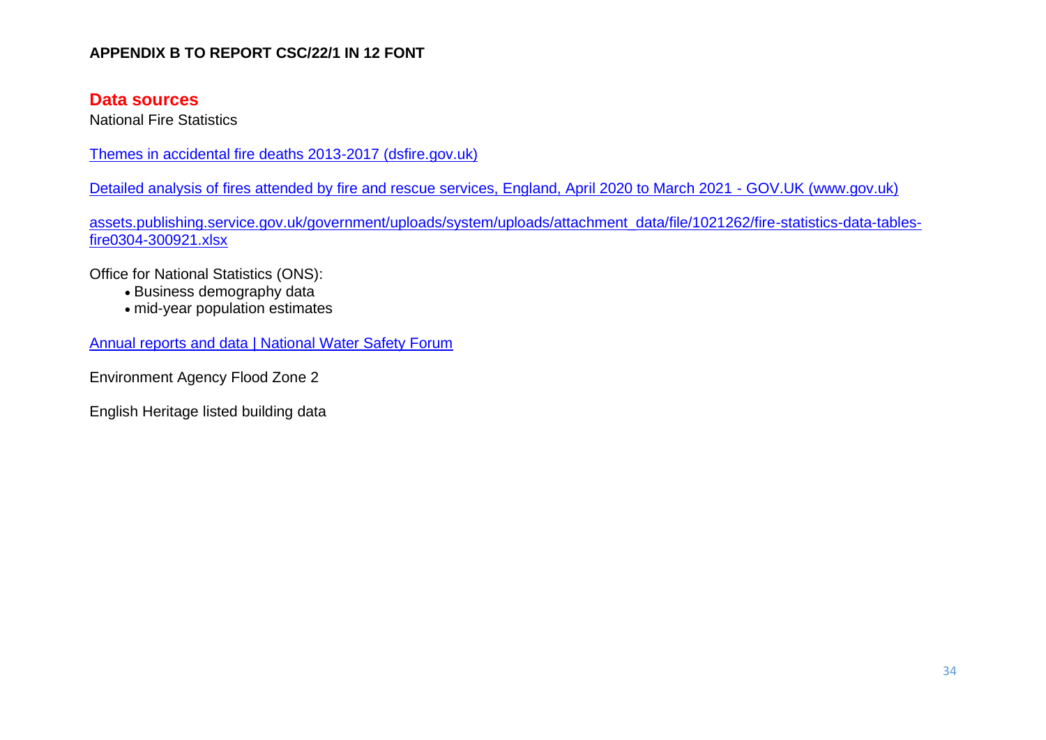**APPENDIX B TO REPORT CSC/22/1 IN 12 FONT**

## Data sources

National Fire Statistics

Themes in accidental fire deaths 2013-2017 (dsfire.gov.uk)

Detailed analysis of fires attended by fire and rescue services, England, April 2020 to March 2021 - GOV.UK (www.gov.uk)

assets.publishing.service.gov.uk/government/uploads/system/uploads/attachment_data/file/1021262/fire-statistics-data-tables-fire0304-300921.xlsx

Office for National Statistics (ONS):

- Business demography data
- mid-year population estimates

Annual reports and data | National Water Safety Forum

Environment Agency Flood Zone 2

English Heritage listed building data